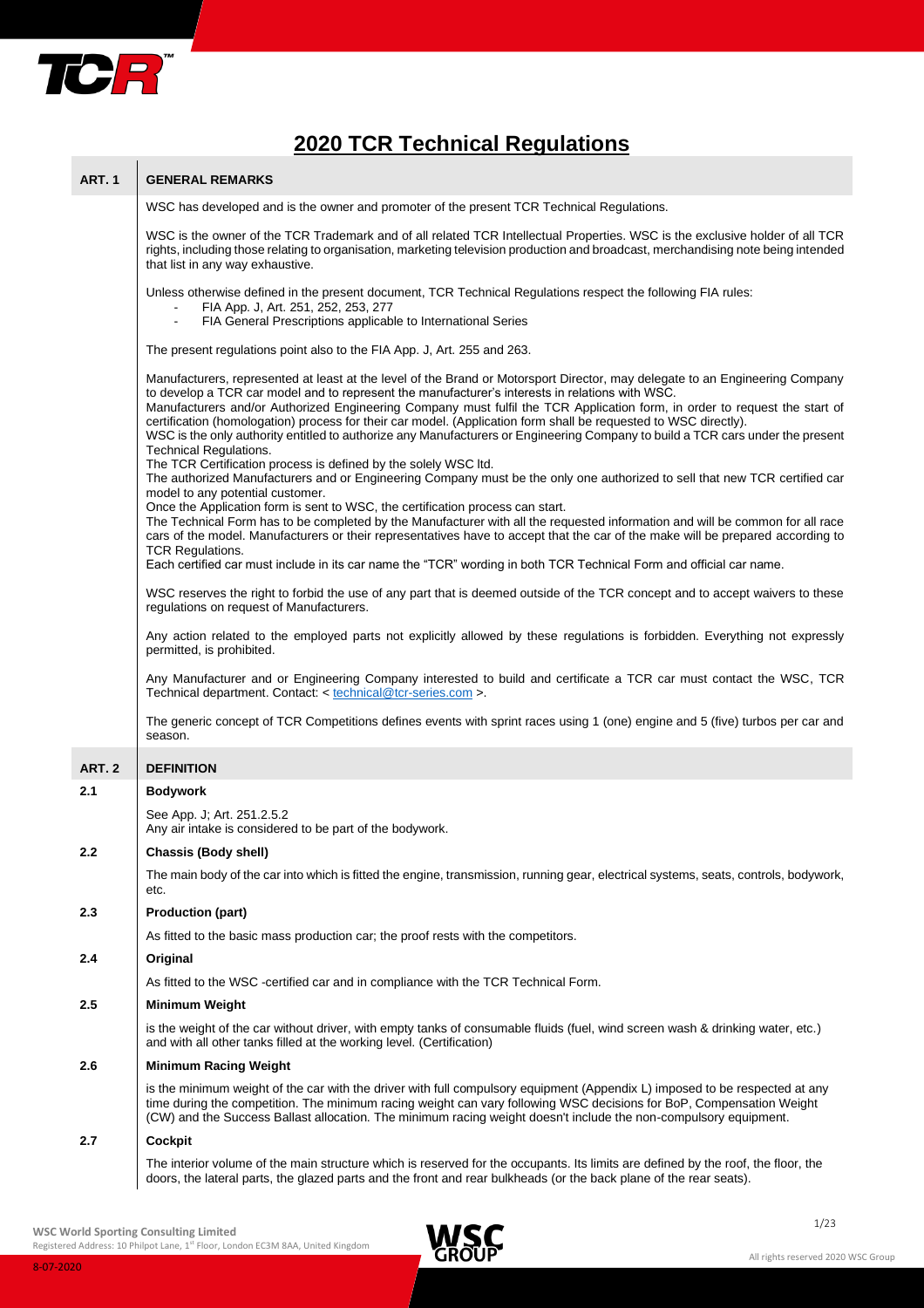# 2020 TCR Technical Regulations

## ART. 1 GENERAL REMARKS

WSC has developed and is the owner and promoter of the present TCR Technical Regulations.

WSC is the owner of the TCR Trademark and of all related TCR Intellectual Properties. WSC is the exclusive holder of all TCR rights, including those relating to organisation, marketing television production and broadcast, merchandising note being intended that list in any way exhaustive.

Unless otherwise defined in the present document, TCR Technical Regulations respect the following FIA rules:

- FIA App. J, Art. 251, 252, 253, 277
- FIA General Prescriptions applicable to International Series

The present regulations point also to the FIA App. J, Art. 255 and 263.

Manufacturers, represented at least at the level of the Brand or Motorsport Director, may delegate to an Engineering Company to develop a TCR car model and to represent the manufacturer's interests in relations with WSC.
Manufacturers and/or Authorized Engineering Company must fulfil the TCR Application form, in order to request the start of certification (homologation) process for their car model. (Application form shall be requested to WSC directly).
WSC is the only authority entitled to authorize any Manufacturers or Engineering Company to build a TCR cars under the present Technical Regulations.
The TCR Certification process is defined by the solely WSC ltd.
The authorized Manufacturers and or Engineering Company must be the only one authorized to sell that new TCR certified car model to any potential customer.
Once the Application form is sent to WSC, the certification process can start.
The Technical Form has to be completed by the Manufacturer with all the requested information and will be common for all race cars of the model. Manufacturers or their representatives have to accept that the car of the make will be prepared according to TCR Regulations.
Each certified car must include in its car name the "TCR" wording in both TCR Technical Form and official car name.

WSC reserves the right to forbid the use of any part that is deemed outside of the TCR concept and to accept waivers to these regulations on request of Manufacturers.

Any action related to the employed parts not explicitly allowed by these regulations is forbidden. Everything not expressly permitted, is prohibited.

Any Manufacturer and or Engineering Company interested to build and certificate a TCR car must contact the WSC, TCR Technical department. Contact: < technical@tcr-series.com >.

The generic concept of TCR Competitions defines events with sprint races using 1 (one) engine and 5 (five) turbos per car and season.

## ART. 2 DEFINITION

### 2.1 Bodywork

See App. J; Art. 251.2.5.2
Any air intake is considered to be part of the bodywork.

### 2.2 Chassis (Body shell)

The main body of the car into which is fitted the engine, transmission, running gear, electrical systems, seats, controls, bodywork, etc.

### 2.3 Production (part)

As fitted to the basic mass production car; the proof rests with the competitors.

### 2.4 Original

As fitted to the WSC -certified car and in compliance with the TCR Technical Form.

### 2.5 Minimum Weight

is the weight of the car without driver, with empty tanks of consumable fluids (fuel, wind screen wash & drinking water, etc.) and with all other tanks filled at the working level. (Certification)

### 2.6 Minimum Racing Weight

is the minimum weight of the car with the driver with full compulsory equipment (Appendix L) imposed to be respected at any time during the competition. The minimum racing weight can vary following WSC decisions for BoP, Compensation Weight (CW) and the Success Ballast allocation. The minimum racing weight doesn't include the non-compulsory equipment.

### 2.7 Cockpit

The interior volume of the main structure which is reserved for the occupants. Its limits are defined by the roof, the floor, the doors, the lateral parts, the glazed parts and the front and rear bulkheads (or the back plane of the rear seats).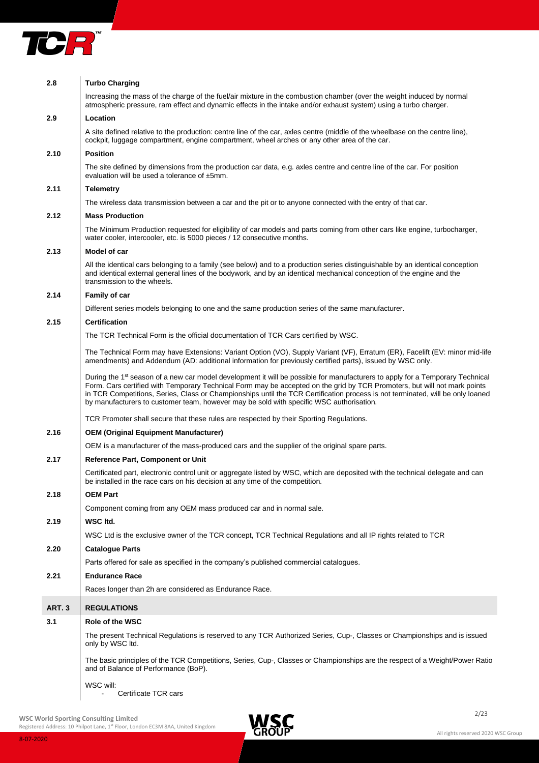**2.8 Turbo Charging**

Increasing the mass of the charge of the fuel/air mixture in the combustion chamber (over the weight induced by normal atmospheric pressure, ram effect and dynamic effects in the intake and/or exhaust system) using a turbo charger.

**2.9 Location**

A site defined relative to the production: centre line of the car, axles centre (middle of the wheelbase on the centre line), cockpit, luggage compartment, engine compartment, wheel arches or any other area of the car.

**2.10 Position**

The site defined by dimensions from the production car data, e.g. axles centre and centre line of the car. For position evaluation will be used a tolerance of ±5mm.

**2.11 Telemetry**

The wireless data transmission between a car and the pit or to anyone connected with the entry of that car.

**2.12 Mass Production**

The Minimum Production requested for eligibility of car models and parts coming from other cars like engine, turbocharger, water cooler, intercooler, etc. is 5000 pieces / 12 consecutive months.

**2.13 Model of car**

All the identical cars belonging to a family (see below) and to a production series distinguishable by an identical conception and identical external general lines of the bodywork, and by an identical mechanical conception of the engine and the transmission to the wheels.

**2.14 Family of car**

Different series models belonging to one and the same production series of the same manufacturer.

**2.15 Certification**

The TCR Technical Form is the official documentation of TCR Cars certified by WSC.

The Technical Form may have Extensions: Variant Option (VO), Supply Variant (VF), Erratum (ER), Facelift (EV: minor mid-life amendments) and Addendum (AD: additional information for previously certified parts), issued by WSC only.

During the 1st season of a new car model development it will be possible for manufacturers to apply for a Temporary Technical Form. Cars certified with Temporary Technical Form may be accepted on the grid by TCR Promoters, but will not mark points in TCR Competitions, Series, Class or Championships until the TCR Certification process is not terminated, will be only loaned by manufacturers to customer team, however may be sold with specific WSC authorisation.

TCR Promoter shall secure that these rules are respected by their Sporting Regulations.

**2.16 OEM (Original Equipment Manufacturer)**

OEM is a manufacturer of the mass-produced cars and the supplier of the original spare parts.

**2.17 Reference Part, Component or Unit**

Certificated part, electronic control unit or aggregate listed by WSC, which are deposited with the technical delegate and can be installed in the race cars on his decision at any time of the competition.

**2.18 OEM Part**

Component coming from any OEM mass produced car and in normal sale.

**2.19 WSC ltd.**

WSC Ltd is the exclusive owner of the TCR concept, TCR Technical Regulations and all IP rights related to TCR

**2.20 Catalogue Parts**

Parts offered for sale as specified in the company's published commercial catalogues.

**2.21 Endurance Race**

Races longer than 2h are considered as Endurance Race.

## ART. 3 REGULATIONS

**3.1 Role of the WSC**

The present Technical Regulations is reserved to any TCR Authorized Series, Cup-, Classes or Championships and is issued only by WSC ltd.

The basic principles of the TCR Competitions, Series, Cup-, Classes or Championships are the respect of a Weight/Power Ratio and of Balance of Performance (BoP).

WSC will:

- Certificate TCR cars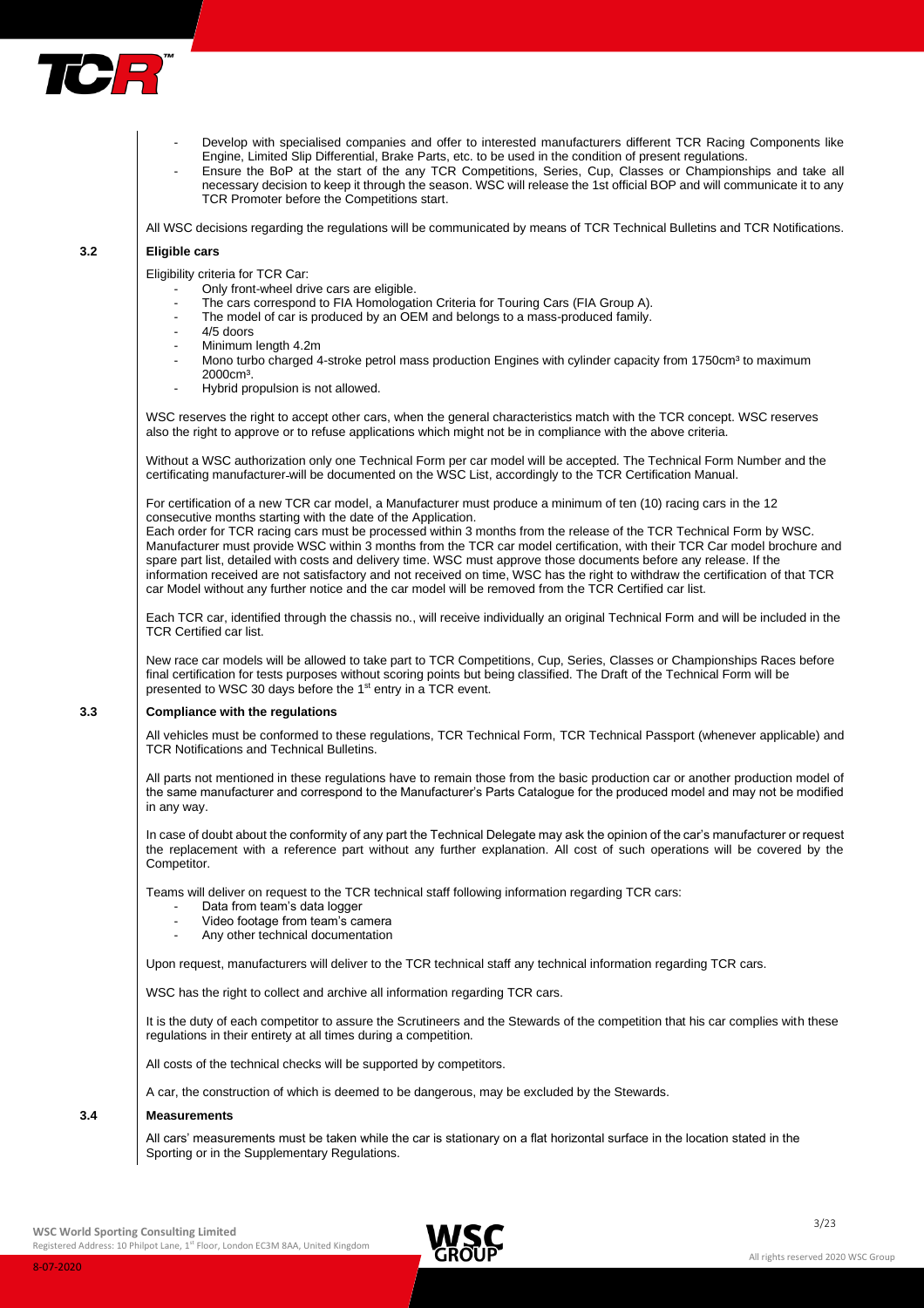- Develop with specialised companies and offer to interested manufacturers different TCR Racing Components like Engine, Limited Slip Differential, Brake Parts, etc. to be used in the condition of present regulations.
- Ensure the BoP at the start of the any TCR Competitions, Series, Cup, Classes or Championships and take all necessary decision to keep it through the season. WSC will release the 1st official BOP and will communicate it to any TCR Promoter before the Competitions start.

All WSC decisions regarding the regulations will be communicated by means of TCR Technical Bulletins and TCR Notifications.

## 3.2 Eligible cars

Eligibility criteria for TCR Car:

- Only front-wheel drive cars are eligible.
- The cars correspond to FIA Homologation Criteria for Touring Cars (FIA Group A).
- The model of car is produced by an OEM and belongs to a mass-produced family.
- 4/5 doors
- Minimum length 4.2m
- Mono turbo charged 4-stroke petrol mass production Engines with cylinder capacity from 1750cm³ to maximum 2000cm³.
- Hybrid propulsion is not allowed.

WSC reserves the right to accept other cars, when the general characteristics match with the TCR concept. WSC reserves also the right to approve or to refuse applications which might not be in compliance with the above criteria.

Without a WSC authorization only one Technical Form per car model will be accepted. The Technical Form Number and the certificating manufacturer will be documented on the WSC List, accordingly to the TCR Certification Manual.

For certification of a new TCR car model, a Manufacturer must produce a minimum of ten (10) racing cars in the 12 consecutive months starting with the date of the Application.
Each order for TCR racing cars must be processed within 3 months from the release of the TCR Technical Form by WSC. Manufacturer must provide WSC within 3 months from the TCR car model certification, with their TCR Car model brochure and spare part list, detailed with costs and delivery time. WSC must approve those documents before any release. If the information received are not satisfactory and not received on time, WSC has the right to withdraw the certification of that TCR car Model without any further notice and the car model will be removed from the TCR Certified car list.

Each TCR car, identified through the chassis no., will receive individually an original Technical Form and will be included in the TCR Certified car list.

New race car models will be allowed to take part to TCR Competitions, Cup, Series, Classes or Championships Races before final certification for tests purposes without scoring points but being classified. The Draft of the Technical Form will be presented to WSC 30 days before the 1st entry in a TCR event.

## 3.3 Compliance with the regulations

All vehicles must be conformed to these regulations, TCR Technical Form, TCR Technical Passport (whenever applicable) and TCR Notifications and Technical Bulletins.

All parts not mentioned in these regulations have to remain those from the basic production car or another production model of the same manufacturer and correspond to the Manufacturer's Parts Catalogue for the produced model and may not be modified in any way.

In case of doubt about the conformity of any part the Technical Delegate may ask the opinion of the car's manufacturer or request the replacement with a reference part without any further explanation. All cost of such operations will be covered by the Competitor.

Teams will deliver on request to the TCR technical staff following information regarding TCR cars:

- Data from team's data logger
- Video footage from team's camera
- Any other technical documentation

Upon request, manufacturers will deliver to the TCR technical staff any technical information regarding TCR cars.

WSC has the right to collect and archive all information regarding TCR cars.

It is the duty of each competitor to assure the Scrutineers and the Stewards of the competition that his car complies with these regulations in their entirety at all times during a competition.

All costs of the technical checks will be supported by competitors.

A car, the construction of which is deemed to be dangerous, may be excluded by the Stewards.

## 3.4 Measurements

All cars' measurements must be taken while the car is stationary on a flat horizontal surface in the location stated in the Sporting or in the Supplementary Regulations.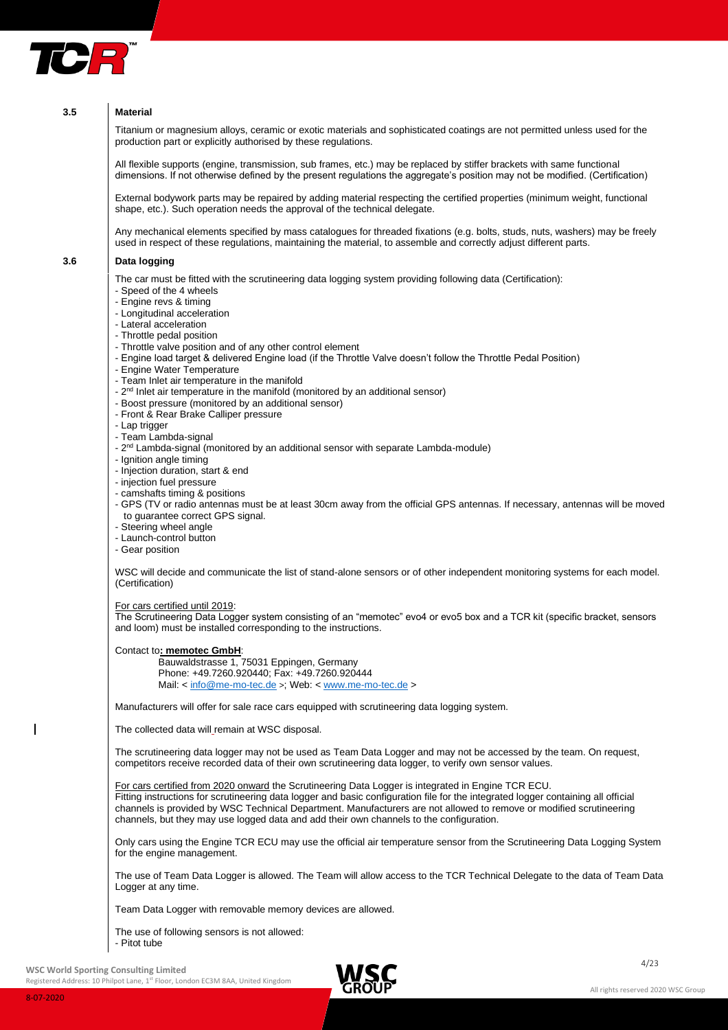## 3.5 Material

Titanium or magnesium alloys, ceramic or exotic materials and sophisticated coatings are not permitted unless used for the production part or explicitly authorised by these regulations.

All flexible supports (engine, transmission, sub frames, etc.) may be replaced by stiffer brackets with same functional dimensions. If not otherwise defined by the present regulations the aggregate's position may not be modified. (Certification)

External bodywork parts may be repaired by adding material respecting the certified properties (minimum weight, functional shape, etc.). Such operation needs the approval of the technical delegate.

Any mechanical elements specified by mass catalogues for threaded fixations (e.g. bolts, studs, nuts, washers) may be freely used in respect of these regulations, maintaining the material, to assemble and correctly adjust different parts.

## 3.6 Data logging

The car must be fitted with the scrutineering data logging system providing following data (Certification):

- Speed of the 4 wheels
- Engine revs & timing
- Longitudinal acceleration
- Lateral acceleration
- Throttle pedal position
- Throttle valve position and of any other control element
- Engine load target & delivered Engine load (if the Throttle Valve doesn't follow the Throttle Pedal Position)
- Engine Water Temperature
- Team Inlet air temperature in the manifold
- 2nd Inlet air temperature in the manifold (monitored by an additional sensor)
- Boost pressure (monitored by an additional sensor)
- Front & Rear Brake Calliper pressure
- Lap trigger
- Team Lambda-signal
- 2nd Lambda-signal (monitored by an additional sensor with separate Lambda-module)
- Ignition angle timing
- Injection duration, start & end
- injection fuel pressure
- camshafts timing & positions
- GPS (TV or radio antennas must be at least 30cm away from the official GPS antennas. If necessary, antennas will be moved to guarantee correct GPS signal.
- Steering wheel angle
- Launch-control button
- Gear position

WSC will decide and communicate the list of stand-alone sensors or of other independent monitoring systems for each model. (Certification)

For cars certified until 2019:
The Scrutineering Data Logger system consisting of an "memotec" evo4 or evo5 box and a TCR kit (specific bracket, sensors and loom) must be installed corresponding to the instructions.

Contact to: **memotec GmbH**:
Bauwaldstrasse 1, 75031 Eppingen, Germany
Phone: +49.7260.920440; Fax: +49.7260.920444
Mail: < info@me-mo-tec.de >; Web: < www.me-mo-tec.de >

Manufacturers will offer for sale race cars equipped with scrutineering data logging system.

The collected data will remain at WSC disposal.

The scrutineering data logger may not be used as Team Data Logger and may not be accessed by the team. On request, competitors receive recorded data of their own scrutineering data logger, to verify own sensor values.

For cars certified from 2020 onward the Scrutineering Data Logger is integrated in Engine TCR ECU.
Fitting instructions for scrutineering data logger and basic configuration file for the integrated logger containing all official channels is provided by WSC Technical Department. Manufacturers are not allowed to remove or modified scrutineering channels, but they may use logged data and add their own channels to the configuration.

Only cars using the Engine TCR ECU may use the official air temperature sensor from the Scrutineering Data Logging System for the engine management.

The use of Team Data Logger is allowed. The Team will allow access to the TCR Technical Delegate to the data of Team Data Logger at any time.

Team Data Logger with removable memory devices are allowed.

The use of following sensors is not allowed:
- Pitot tube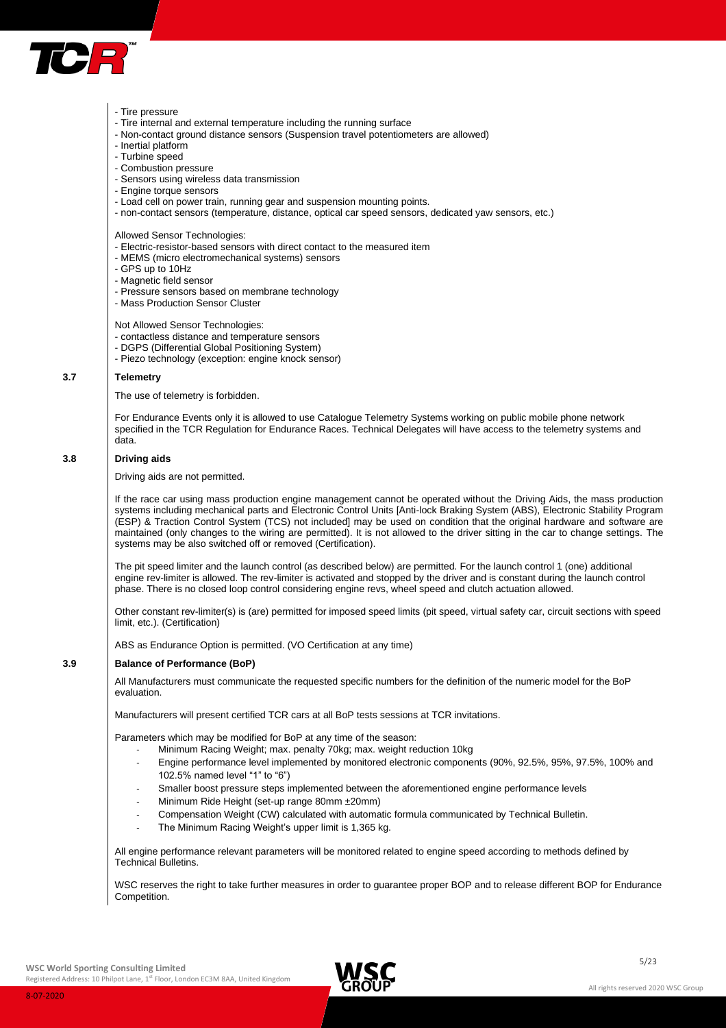- Tire pressure
- Tire internal and external temperature including the running surface
- Non-contact ground distance sensors (Suspension travel potentiometers are allowed)
- Inertial platform
- Turbine speed
- Combustion pressure
- Sensors using wireless data transmission
- Engine torque sensors
- Load cell on power train, running gear and suspension mounting points.
- non-contact sensors (temperature, distance, optical car speed sensors, dedicated yaw sensors, etc.)

Allowed Sensor Technologies:

- Electric-resistor-based sensors with direct contact to the measured item
- MEMS (micro electromechanical systems) sensors
- GPS up to 10Hz
- Magnetic field sensor
- Pressure sensors based on membrane technology
- Mass Production Sensor Cluster

Not Allowed Sensor Technologies:

- contactless distance and temperature sensors
- DGPS (Differential Global Positioning System)
- Piezo technology (exception: engine knock sensor)

## 3.7 Telemetry

The use of telemetry is forbidden.

For Endurance Events only it is allowed to use Catalogue Telemetry Systems working on public mobile phone network specified in the TCR Regulation for Endurance Races. Technical Delegates will have access to the telemetry systems and data.

## 3.8 Driving aids

Driving aids are not permitted.

If the race car using mass production engine management cannot be operated without the Driving Aids, the mass production systems including mechanical parts and Electronic Control Units [Anti-lock Braking System (ABS), Electronic Stability Program (ESP) & Traction Control System (TCS) not included] may be used on condition that the original hardware and software are maintained (only changes to the wiring are permitted). It is not allowed to the driver sitting in the car to change settings. The systems may be also switched off or removed (Certification).

The pit speed limiter and the launch control (as described below) are permitted. For the launch control 1 (one) additional engine rev-limiter is allowed. The rev-limiter is activated and stopped by the driver and is constant during the launch control phase. There is no closed loop control considering engine revs, wheel speed and clutch actuation allowed.

Other constant rev-limiter(s) is (are) permitted for imposed speed limits (pit speed, virtual safety car, circuit sections with speed limit, etc.). (Certification)

ABS as Endurance Option is permitted. (VO Certification at any time)

## 3.9 Balance of Performance (BoP)

All Manufacturers must communicate the requested specific numbers for the definition of the numeric model for the BoP evaluation.

Manufacturers will present certified TCR cars at all BoP tests sessions at TCR invitations.

Parameters which may be modified for BoP at any time of the season:

- Minimum Racing Weight; max. penalty 70kg; max. weight reduction 10kg
- Engine performance level implemented by monitored electronic components (90%, 92.5%, 95%, 97.5%, 100% and 102.5% named level "1" to "6")
- Smaller boost pressure steps implemented between the aforementioned engine performance levels
- Minimum Ride Height (set-up range 80mm ±20mm)
- Compensation Weight (CW) calculated with automatic formula communicated by Technical Bulletin.
- The Minimum Racing Weight's upper limit is 1,365 kg.

All engine performance relevant parameters will be monitored related to engine speed according to methods defined by Technical Bulletins.

WSC reserves the right to take further measures in order to guarantee proper BOP and to release different BOP for Endurance Competition.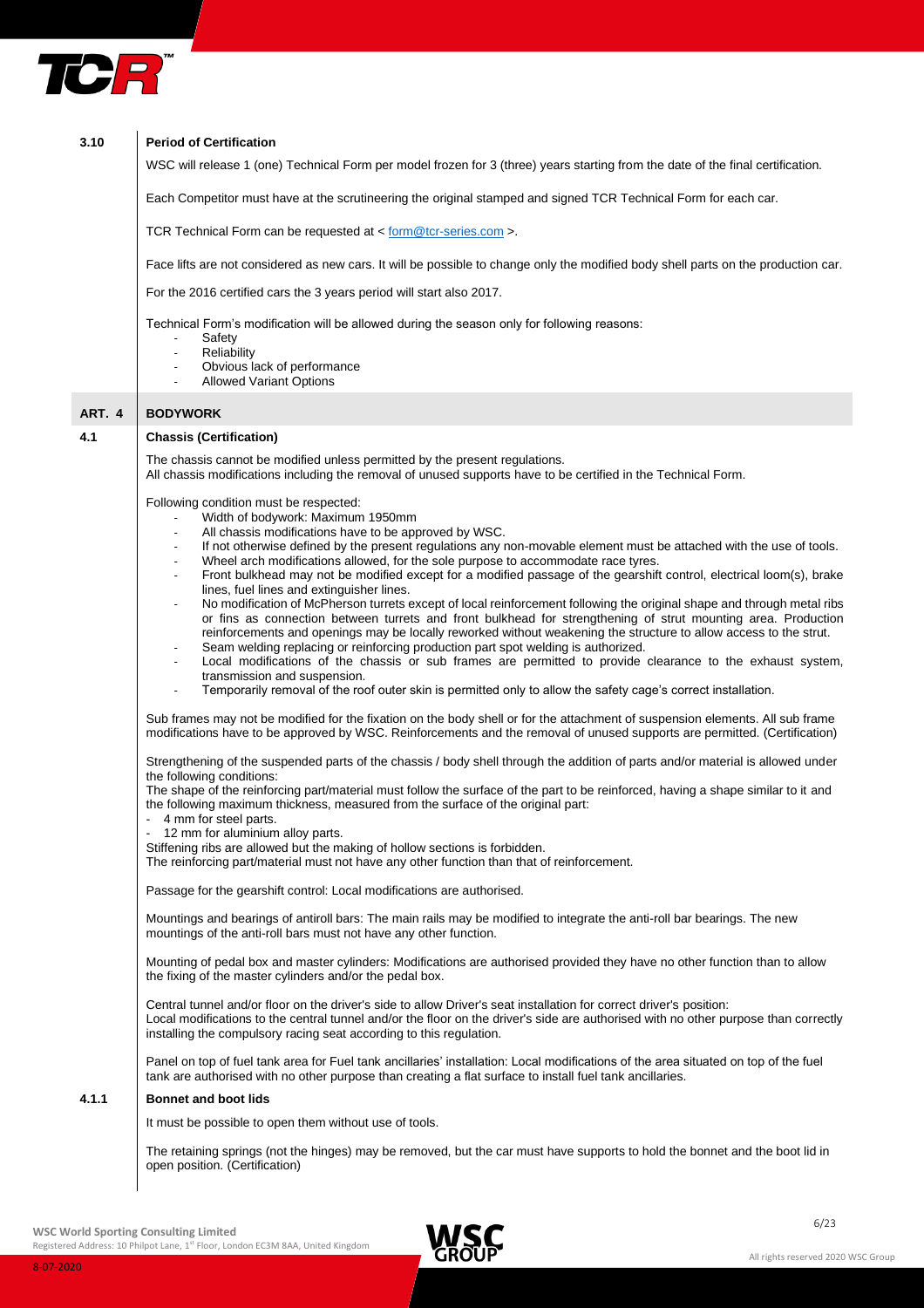### 3.10 Period of Certification

WSC will release 1 (one) Technical Form per model frozen for 3 (three) years starting from the date of the final certification.

Each Competitor must have at the scrutineering the original stamped and signed TCR Technical Form for each car.

TCR Technical Form can be requested at < form@tcr-series.com >.

Face lifts are not considered as new cars. It will be possible to change only the modified body shell parts on the production car.

For the 2016 certified cars the 3 years period will start also 2017.

Technical Form's modification will be allowed during the season only for following reasons:

- Safety
- Reliability
- Obvious lack of performance
- Allowed Variant Options

## ART. 4 BODYWORK

### 4.1 Chassis (Certification)

The chassis cannot be modified unless permitted by the present regulations.
All chassis modifications including the removal of unused supports have to be certified in the Technical Form.

Following condition must be respected:

- Width of bodywork: Maximum 1950mm
- All chassis modifications have to be approved by WSC.
- If not otherwise defined by the present regulations any non-movable element must be attached with the use of tools.
- Wheel arch modifications allowed, for the sole purpose to accommodate race tyres.
- Front bulkhead may not be modified except for a modified passage of the gearshift control, electrical loom(s), brake lines, fuel lines and extinguisher lines.
- No modification of McPherson turrets except of local reinforcement following the original shape and through metal ribs or fins as connection between turrets and front bulkhead for strengthening of strut mounting area. Production reinforcements and openings may be locally reworked without weakening the structure to allow access to the strut.
- Seam welding replacing or reinforcing production part spot welding is authorized.
- Local modifications of the chassis or sub frames are permitted to provide clearance to the exhaust system, transmission and suspension.
- Temporarily removal of the roof outer skin is permitted only to allow the safety cage's correct installation.

Sub frames may not be modified for the fixation on the body shell or for the attachment of suspension elements. All sub frame modifications have to be approved by WSC. Reinforcements and the removal of unused supports are permitted. (Certification)

Strengthening of the suspended parts of the chassis / body shell through the addition of parts and/or material is allowed under the following conditions:
The shape of the reinforcing part/material must follow the surface of the part to be reinforced, having a shape similar to it and the following maximum thickness, measured from the surface of the original part:

- 4 mm for steel parts.
- 12 mm for aluminium alloy parts.

Stiffening ribs are allowed but the making of hollow sections is forbidden.
The reinforcing part/material must not have any other function than that of reinforcement.

Passage for the gearshift control: Local modifications are authorised.

Mountings and bearings of antiroll bars: The main rails may be modified to integrate the anti-roll bar bearings. The new mountings of the anti-roll bars must not have any other function.

Mounting of pedal box and master cylinders: Modifications are authorised provided they have no other function than to allow the fixing of the master cylinders and/or the pedal box.

Central tunnel and/or floor on the driver's side to allow Driver's seat installation for correct driver's position:
Local modifications to the central tunnel and/or the floor on the driver's side are authorised with no other purpose than correctly installing the compulsory racing seat according to this regulation.

Panel on top of fuel tank area for Fuel tank ancillaries' installation: Local modifications of the area situated on top of the fuel tank are authorised with no other purpose than creating a flat surface to install fuel tank ancillaries.

#### 4.1.1 Bonnet and boot lids

It must be possible to open them without use of tools.

The retaining springs (not the hinges) may be removed, but the car must have supports to hold the bonnet and the boot lid in open position. (Certification)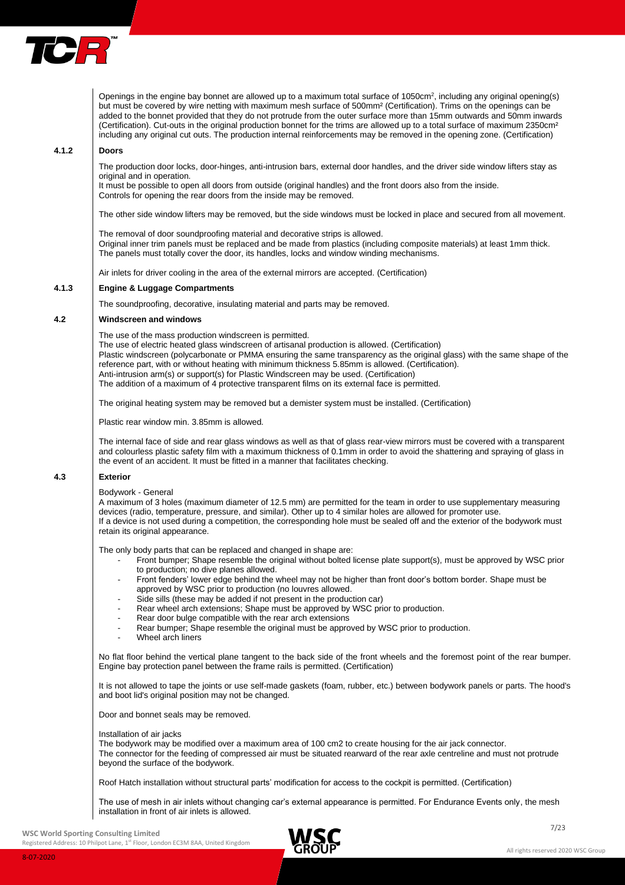Openings in the engine bay bonnet are allowed up to a maximum total surface of 1050cm², including any original opening(s) but must be covered by wire netting with maximum mesh surface of 500mm² (Certification). Trims on the openings can be added to the bonnet provided that they do not protrude from the outer surface more than 15mm outwards and 50mm inwards (Certification). Cut-outs in the original production bonnet for the trims are allowed up to a total surface of maximum 2350cm² including any original cut outs. The production internal reinforcements may be removed in the opening zone. (Certification)

### 4.1.2 Doors

The production door locks, door-hinges, anti-intrusion bars, external door handles, and the driver side window lifters stay as original and in operation.
It must be possible to open all doors from outside (original handles) and the front doors also from the inside.
Controls for opening the rear doors from the inside may be removed.

The other side window lifters may be removed, but the side windows must be locked in place and secured from all movement.

The removal of door soundproofing material and decorative strips is allowed.
Original inner trim panels must be replaced and be made from plastics (including composite materials) at least 1mm thick. The panels must totally cover the door, its handles, locks and window winding mechanisms.

Air inlets for driver cooling in the area of the external mirrors are accepted. (Certification)

### 4.1.3 Engine & Luggage Compartments

The soundproofing, decorative, insulating material and parts may be removed.

## 4.2 Windscreen and windows

The use of the mass production windscreen is permitted.
The use of electric heated glass windscreen of artisanal production is allowed. (Certification)
Plastic windscreen (polycarbonate or PMMA ensuring the same transparency as the original glass) with the same shape of the reference part, with or without heating with minimum thickness 5.85mm is allowed. (Certification).
Anti-intrusion arm(s) or support(s) for Plastic Windscreen may be used. (Certification)
The addition of a maximum of 4 protective transparent films on its external face is permitted.

The original heating system may be removed but a demister system must be installed. (Certification)

Plastic rear window min. 3.85mm is allowed.

The internal face of side and rear glass windows as well as that of glass rear-view mirrors must be covered with a transparent and colourless plastic safety film with a maximum thickness of 0.1mm in order to avoid the shattering and spraying of glass in the event of an accident. It must be fitted in a manner that facilitates checking.

## 4.3 Exterior

Bodywork - General
A maximum of 3 holes (maximum diameter of 12.5 mm) are permitted for the team in order to use supplementary measuring devices (radio, temperature, pressure, and similar). Other up to 4 similar holes are allowed for promoter use.
If a device is not used during a competition, the corresponding hole must be sealed off and the exterior of the bodywork must retain its original appearance.

The only body parts that can be replaced and changed in shape are:

- Front bumper; Shape resemble the original without bolted license plate support(s), must be approved by WSC prior to production; no dive planes allowed.
- Front fenders' lower edge behind the wheel may not be higher than front door's bottom border. Shape must be approved by WSC prior to production (no louvres allowed.
- Side sills (these may be added if not present in the production car)
- Rear wheel arch extensions; Shape must be approved by WSC prior to production.
- Rear door bulge compatible with the rear arch extensions
- Rear bumper; Shape resemble the original must be approved by WSC prior to production.
- Wheel arch liners

No flat floor behind the vertical plane tangent to the back side of the front wheels and the foremost point of the rear bumper. Engine bay protection panel between the frame rails is permitted. (Certification)

It is not allowed to tape the joints or use self-made gaskets (foam, rubber, etc.) between bodywork panels or parts. The hood's and boot lid's original position may not be changed.

Door and bonnet seals may be removed.

Installation of air jacks
The bodywork may be modified over a maximum area of 100 cm2 to create housing for the air jack connector.
The connector for the feeding of compressed air must be situated rearward of the rear axle centreline and must not protrude beyond the surface of the bodywork.

Roof Hatch installation without structural parts' modification for access to the cockpit is permitted. (Certification)

The use of mesh in air inlets without changing car's external appearance is permitted. For Endurance Events only, the mesh installation in front of air inlets is allowed.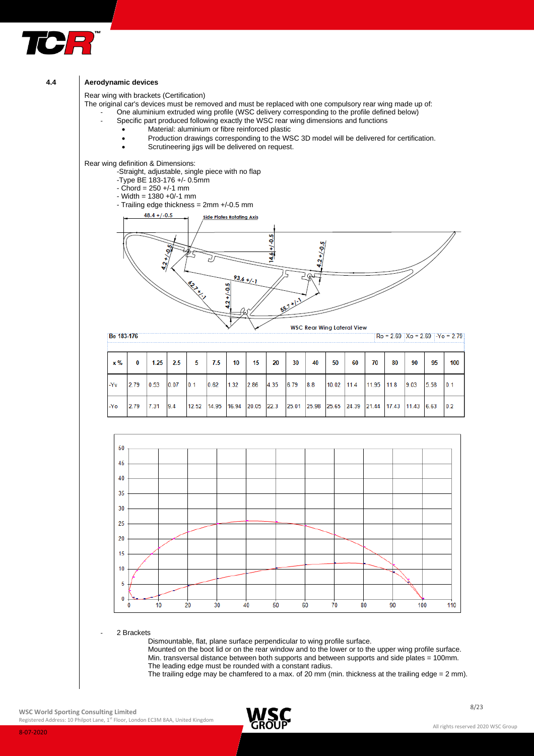## 4.4 Aerodynamic devices

Rear wing with brackets (Certification)

The original car's devices must be removed and must be replaced with one compulsory rear wing made up of:

- One aluminium extruded wing profile (WSC delivery corresponding to the profile defined below)
- Specific part produced following exactly the WSC rear wing dimensions and functions
  - Material: aluminium or fibre reinforced plastic
  - Production drawings corresponding to the WSC 3D model will be delivered for certification.
  - Scrutineering jigs will be delivered on request.

Rear wing definition & Dimensions:

- Straight, adjustable, single piece with no flap
- Type BE 183-176 +/- 0.5mm
- Chord = 250 +/-1 mm
- Width = 1380 +0/-1 mm
- Trailing edge thickness = 2mm +/-0.5 mm

48.4 +/-0.5 — Side Plates Rotating Axis — 14.6 +/-0.5 — 4.2 +/-0.5 — 4.2 +/-0.5 — 93.6 +/-1 — 62.7 +/-1 — 4.2 +/-0.5 — 55.7 +/-1

WSC Rear Wing Lateral View

Be 183-176 — Ro = 2.69 — Xo = 2.69 — -Yo = 2.79

| x % | 0 | 1.25 | 2.5 | 5 | 7.5 | 10 | 15 | 20 | 30 | 40 | 50 | 60 | 70 | 80 | 90 | 95 | 100 |
|---|---|---|---|---|---|---|---|---|---|---|---|---|---|---|---|---|---|
| -Yv | 2.79 | 0.53 | 0.07 | 0.1 | 0.62 | 1.32 | 2.86 | 4.35 | 6.79 | 8.8 | 10.02 | 11.4 | 11.95 | 11.8 | 9.03 | 5.58 | 0.1 |
| -Yo | 2.79 | 7.31 | 9.4 | 12.52 | 14.95 | 16.94 | 20.05 | 22.3 | 25.01 | 25.98 | 25.65 | 24.39 | 21.44 | 17.43 | 11.43 | 6.63 | 0.2 |

- 2 Brackets

  Dismountable, flat, plane surface perpendicular to wing profile surface.
  Mounted on the boot lid or on the rear window and to the lower or to the upper wing profile surface.
  Min. transversal distance between both supports and between supports and side plates = 100mm.
  The leading edge must be rounded with a constant radius.
  The trailing edge may be chamfered to a max. of 20 mm (min. thickness at the trailing edge = 2 mm).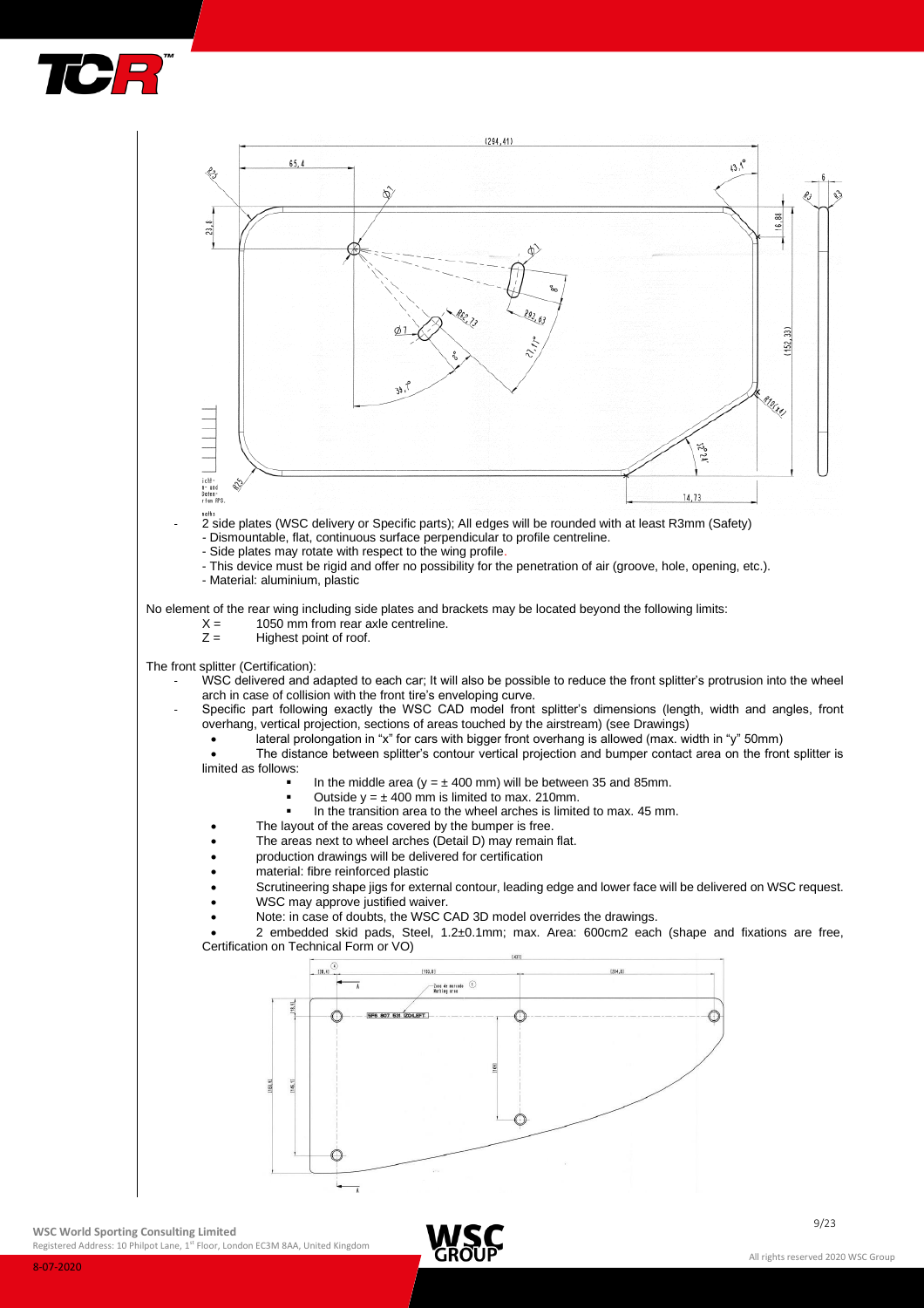- 2 side plates (WSC delivery or Specific parts); All edges will be rounded with at least R3mm (Safety)
  - Dismountable, flat, continuous surface perpendicular to profile centreline.
  - Side plates may rotate with respect to the wing profile.
  - This device must be rigid and offer no possibility for the penetration of air (groove, hole, opening, etc.).
  - Material: aluminium, plastic

No element of the rear wing including side plates and brackets may be located beyond the following limits:

X = 1050 mm from rear axle centreline.
Z = Highest point of roof.

The front splitter (Certification):

- WSC delivered and adapted to each car; It will also be possible to reduce the front splitter's protrusion into the wheel arch in case of collision with the front tire's enveloping curve.
- Specific part following exactly the WSC CAD model front splitter's dimensions (length, width and angles, front overhang, vertical projection, sections of areas touched by the airstream) (see Drawings)
  - lateral prolongation in "x" for cars with bigger front overhang is allowed (max. width in "y" 50mm)
  - The distance between splitter's contour vertical projection and bumper contact area on the front splitter is limited as follows:
    - In the middle area (y = ± 400 mm) will be between 35 and 85mm.
    - Outside y = ± 400 mm is limited to max. 210mm.
    - In the transition area to the wheel arches is limited to max. 45 mm.
  - The layout of the areas covered by the bumper is free.
  - The areas next to wheel arches (Detail D) may remain flat.
  - production drawings will be delivered for certification
  - material: fibre reinforced plastic
  - Scrutineering shape jigs for external contour, leading edge and lower face will be delivered on WSC request.
  - WSC may approve justified waiver.
  - Note: in case of doubts, the WSC CAD 3D model overrides the drawings.
  - 2 embedded skid pads, Steel, 1.2±0.1mm; max. Area: 600cm2 each (shape and fixations are free, Certification on Technical Form or VO)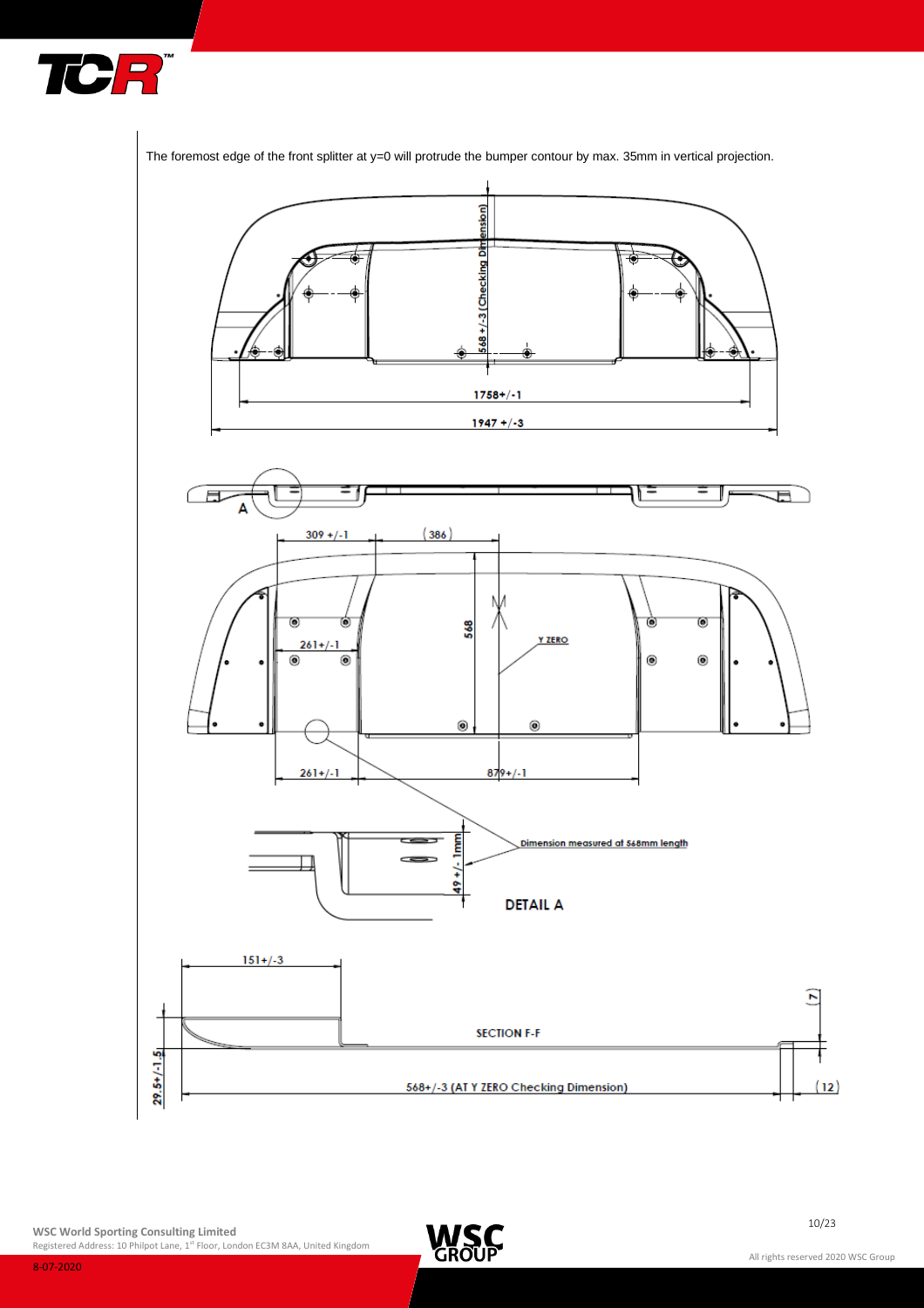The foremost edge of the front splitter at y=0 will protrude the bumper contour by max. 35mm in vertical projection.

568 +/-3 (Checking Dimension)

1758+/-1

1947 +/-3

A

309 +/-1

(386)

568

Y ZERO

261+/-1

261+/-1

879+/-1

Dimension measured at 568mm length

49 +/- 1mm

DETAIL A

151+/-3

(7)

SECTION F-F

29.5+/-1.5

568+/-3 (AT Y ZERO Checking Dimension)

(12)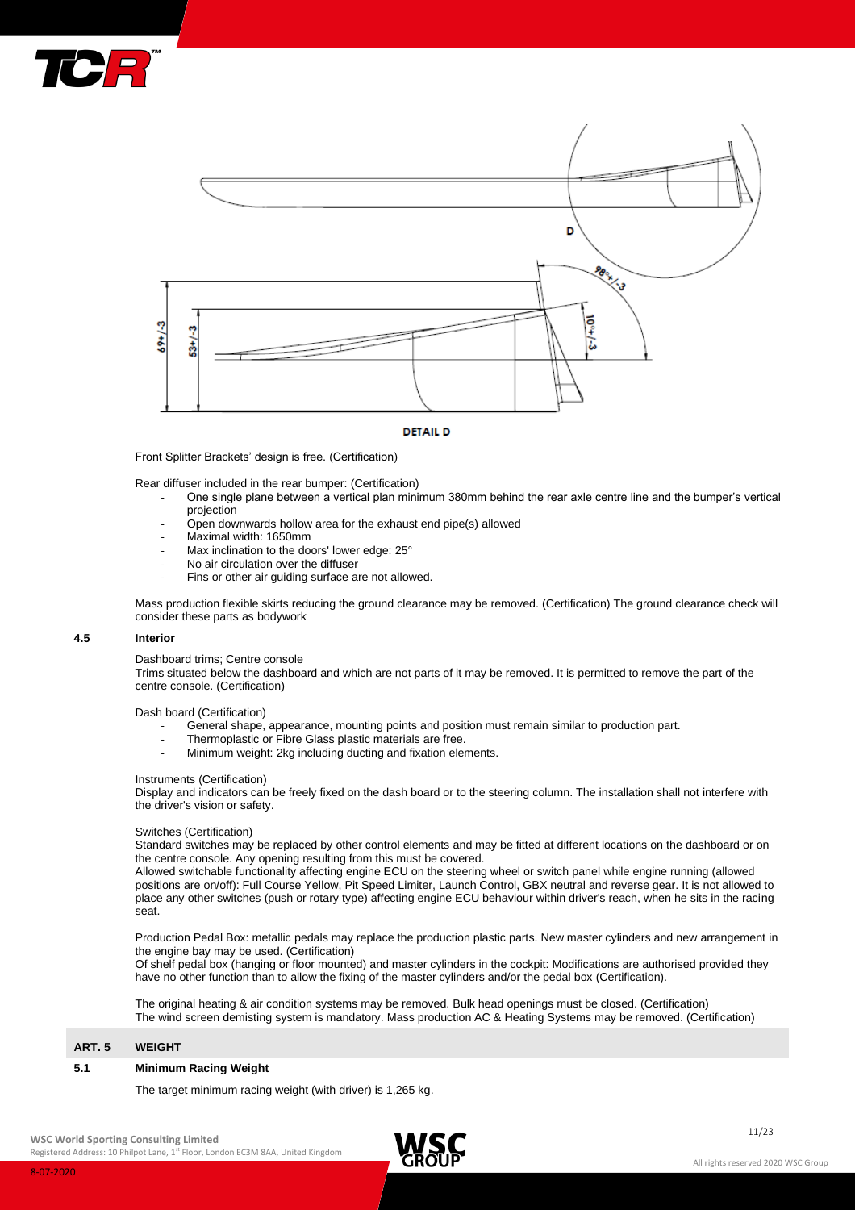DETAIL D

Front Splitter Brackets' design is free. (Certification)

Rear diffuser included in the rear bumper: (Certification)

- One single plane between a vertical plan minimum 380mm behind the rear axle centre line and the bumper's vertical projection
- Open downwards hollow area for the exhaust end pipe(s) allowed
- Maximal width: 1650mm
- Max inclination to the doors' lower edge: 25°
- No air circulation over the diffuser
- Fins or other air guiding surface are not allowed.

Mass production flexible skirts reducing the ground clearance may be removed. (Certification) The ground clearance check will consider these parts as bodywork

### 4.5 Interior

Dashboard trims; Centre console
Trims situated below the dashboard and which are not parts of it may be removed. It is permitted to remove the part of the centre console. (Certification)

Dash board (Certification)

- General shape, appearance, mounting points and position must remain similar to production part.
- Thermoplastic or Fibre Glass plastic materials are free.
- Minimum weight: 2kg including ducting and fixation elements.

Instruments (Certification)
Display and indicators can be freely fixed on the dash board or to the steering column. The installation shall not interfere with the driver's vision or safety.

Switches (Certification)
Standard switches may be replaced by other control elements and may be fitted at different locations on the dashboard or on the centre console. Any opening resulting from this must be covered.
Allowed switchable functionality affecting engine ECU on the steering wheel or switch panel while engine running (allowed positions are on/off): Full Course Yellow, Pit Speed Limiter, Launch Control, GBX neutral and reverse gear. It is not allowed to place any other switches (push or rotary type) affecting engine ECU behaviour within driver's reach, when he sits in the racing seat.

Production Pedal Box: metallic pedals may replace the production plastic parts. New master cylinders and new arrangement in the engine bay may be used. (Certification)
Of shelf pedal box (hanging or floor mounted) and master cylinders in the cockpit: Modifications are authorised provided they have no other function than to allow the fixing of the master cylinders and/or the pedal box (Certification).

The original heating & air condition systems may be removed. Bulk head openings must be closed. (Certification)
The wind screen demisting system is mandatory. Mass production AC & Heating Systems may be removed. (Certification)

## ART. 5 WEIGHT

### 5.1 Minimum Racing Weight

The target minimum racing weight (with driver) is 1,265 kg.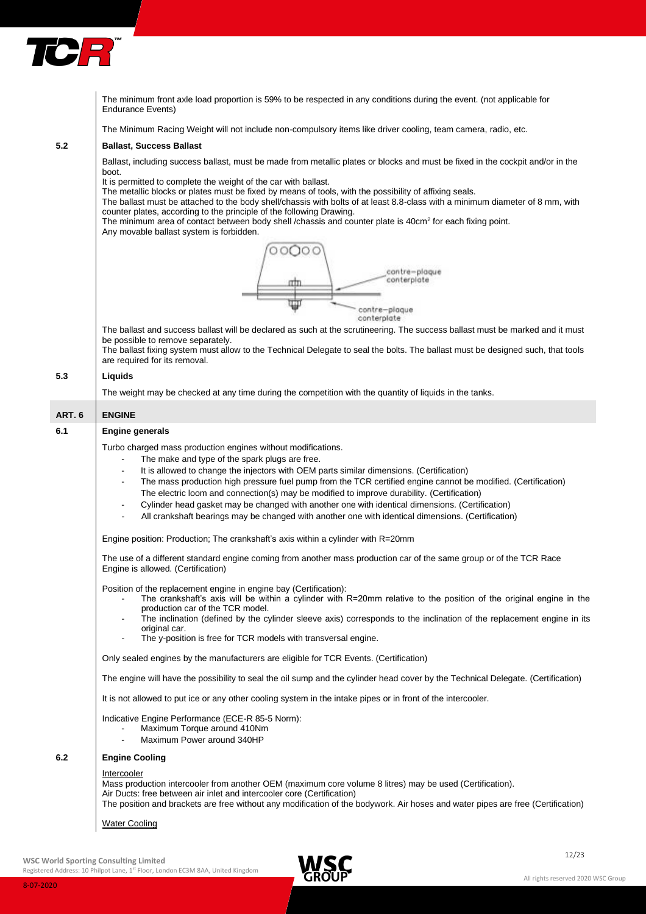The minimum front axle load proportion is 59% to be respected in any conditions during the event. (not applicable for Endurance Events)

The Minimum Racing Weight will not include non-compulsory items like driver cooling, team camera, radio, etc.

### 5.2 Ballast, Success Ballast

Ballast, including success ballast, must be made from metallic plates or blocks and must be fixed in the cockpit and/or in the boot.
It is permitted to complete the weight of the car with ballast.
The metallic blocks or plates must be fixed by means of tools, with the possibility of affixing seals.
The ballast must be attached to the body shell/chassis with bolts of at least 8.8-class with a minimum diameter of 8 mm, with counter plates, according to the principle of the following Drawing.
The minimum area of contact between body shell /chassis and counter plate is 40cm² for each fixing point.
Any movable ballast system is forbidden.

contre-plaque
conterplate

contre-plaque
conterplate

The ballast and success ballast will be declared as such at the scrutineering. The success ballast must be marked and it must be possible to remove separately.
The ballast fixing system must allow to the Technical Delegate to seal the bolts. The ballast must be designed such, that tools are required for its removal.

### 5.3 Liquids

The weight may be checked at any time during the competition with the quantity of liquids in the tanks.

## ART. 6 ENGINE

### 6.1 Engine generals

Turbo charged mass production engines without modifications.

- The make and type of the spark plugs are free.
- It is allowed to change the injectors with OEM parts similar dimensions. (Certification)
- The mass production high pressure fuel pump from the TCR certified engine cannot be modified. (Certification)
  The electric loom and connection(s) may be modified to improve durability. (Certification)
- Cylinder head gasket may be changed with another one with identical dimensions. (Certification)
- All crankshaft bearings may be changed with another one with identical dimensions. (Certification)

Engine position: Production; The crankshaft's axis within a cylinder with R=20mm

The use of a different standard engine coming from another mass production car of the same group or of the TCR Race Engine is allowed. (Certification)

Position of the replacement engine in engine bay (Certification):

- The crankshaft's axis will be within a cylinder with R=20mm relative to the position of the original engine in the production car of the TCR model.
- The inclination (defined by the cylinder sleeve axis) corresponds to the inclination of the replacement engine in its original car.
- The y-position is free for TCR models with transversal engine.

Only sealed engines by the manufacturers are eligible for TCR Events. (Certification)

The engine will have the possibility to seal the oil sump and the cylinder head cover by the Technical Delegate. (Certification)

It is not allowed to put ice or any other cooling system in the intake pipes or in front of the intercooler.

Indicative Engine Performance (ECE-R 85-5 Norm):

- Maximum Torque around 410Nm
- Maximum Power around 340HP

### 6.2 Engine Cooling

Intercooler
Mass production intercooler from another OEM (maximum core volume 8 litres) may be used (Certification).
Air Ducts: free between air inlet and intercooler core (Certification)
The position and brackets are free without any modification of the bodywork. Air hoses and water pipes are free (Certification)

Water Cooling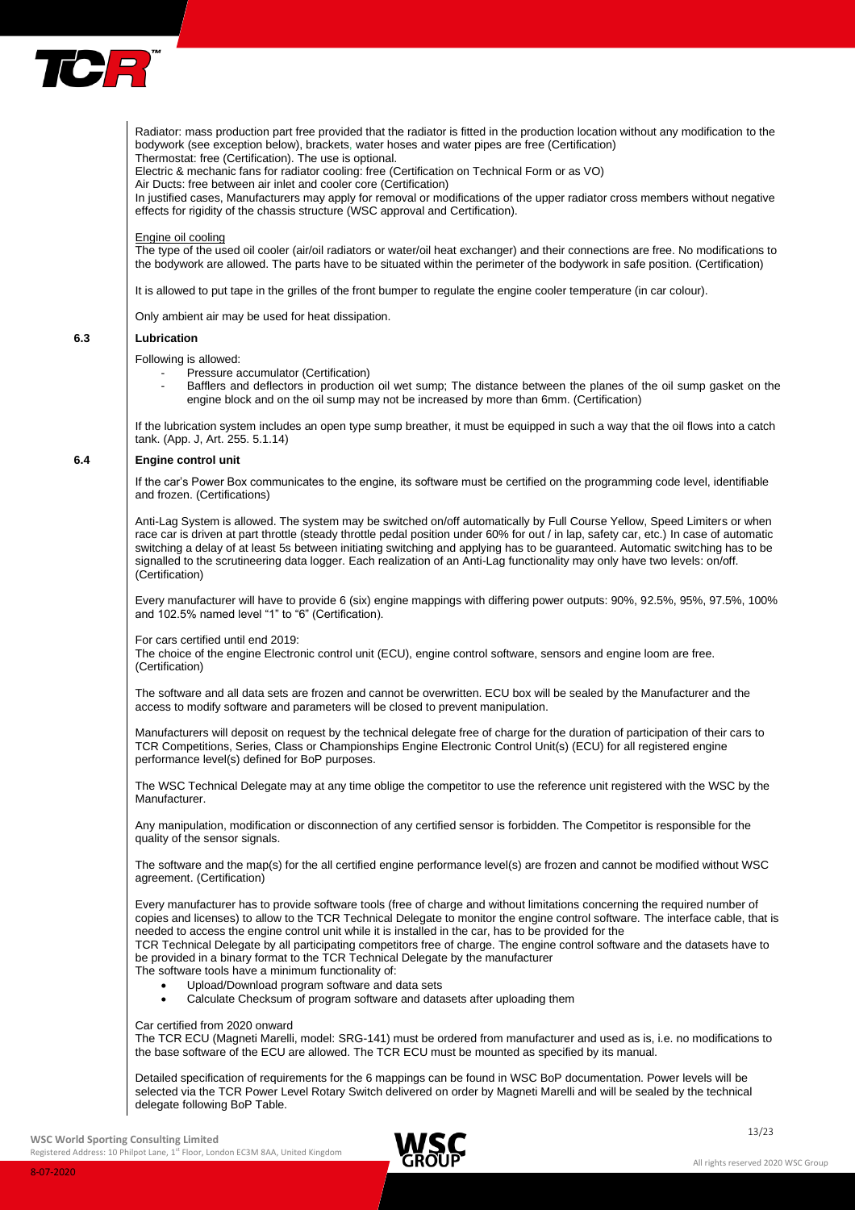Radiator: mass production part free provided that the radiator is fitted in the production location without any modification to the bodywork (see exception below), brackets, water hoses and water pipes are free (Certification)
Thermostat: free (Certification). The use is optional.
Electric & mechanic fans for radiator cooling: free (Certification on Technical Form or as VO)
Air Ducts: free between air inlet and cooler core (Certification)
In justified cases, Manufacturers may apply for removal or modifications of the upper radiator cross members without negative effects for rigidity of the chassis structure (WSC approval and Certification).

Engine oil cooling
The type of the used oil cooler (air/oil radiators or water/oil heat exchanger) and their connections are free. No modifications to the bodywork are allowed. The parts have to be situated within the perimeter of the bodywork in safe position. (Certification)

It is allowed to put tape in the grilles of the front bumper to regulate the engine cooler temperature (in car colour).

Only ambient air may be used for heat dissipation.

## 6.3 Lubrication

Following is allowed:

- Pressure accumulator (Certification)
- Bafflers and deflectors in production oil wet sump; The distance between the planes of the oil sump gasket on the engine block and on the oil sump may not be increased by more than 6mm. (Certification)

If the lubrication system includes an open type sump breather, it must be equipped in such a way that the oil flows into a catch tank. (App. J, Art. 255. 5.1.14)

## 6.4 Engine control unit

If the car's Power Box communicates to the engine, its software must be certified on the programming code level, identifiable and frozen. (Certifications)

Anti-Lag System is allowed. The system may be switched on/off automatically by Full Course Yellow, Speed Limiters or when race car is driven at part throttle (steady throttle pedal position under 60% for out / in lap, safety car, etc.) In case of automatic switching a delay of at least 5s between initiating switching and applying has to be guaranteed. Automatic switching has to be signalled to the scrutineering data logger. Each realization of an Anti-Lag functionality may only have two levels: on/off. (Certification)

Every manufacturer will have to provide 6 (six) engine mappings with differing power outputs: 90%, 92.5%, 95%, 97.5%, 100% and 102.5% named level "1" to "6" (Certification).

For cars certified until end 2019:
The choice of the engine Electronic control unit (ECU), engine control software, sensors and engine loom are free. (Certification)

The software and all data sets are frozen and cannot be overwritten. ECU box will be sealed by the Manufacturer and the access to modify software and parameters will be closed to prevent manipulation.

Manufacturers will deposit on request by the technical delegate free of charge for the duration of participation of their cars to TCR Competitions, Series, Class or Championships Engine Electronic Control Unit(s) (ECU) for all registered engine performance level(s) defined for BoP purposes.

The WSC Technical Delegate may at any time oblige the competitor to use the reference unit registered with the WSC by the Manufacturer.

Any manipulation, modification or disconnection of any certified sensor is forbidden. The Competitor is responsible for the quality of the sensor signals.

The software and the map(s) for the all certified engine performance level(s) are frozen and cannot be modified without WSC agreement. (Certification)

Every manufacturer has to provide software tools (free of charge and without limitations concerning the required number of copies and licenses) to allow to the TCR Technical Delegate to monitor the engine control software. The interface cable, that is needed to access the engine control unit while it is installed in the car, has to be provided for the
TCR Technical Delegate by all participating competitors free of charge. The engine control software and the datasets have to be provided in a binary format to the TCR Technical Delegate by the manufacturer
The software tools have a minimum functionality of:

- Upload/Download program software and data sets
- Calculate Checksum of program software and datasets after uploading them

Car certified from 2020 onward
The TCR ECU (Magneti Marelli, model: SRG-141) must be ordered from manufacturer and used as is, i.e. no modifications to the base software of the ECU are allowed. The TCR ECU must be mounted as specified by its manual.

Detailed specification of requirements for the 6 mappings can be found in WSC BoP documentation. Power levels will be selected via the TCR Power Level Rotary Switch delivered on order by Magneti Marelli and will be sealed by the technical delegate following BoP Table.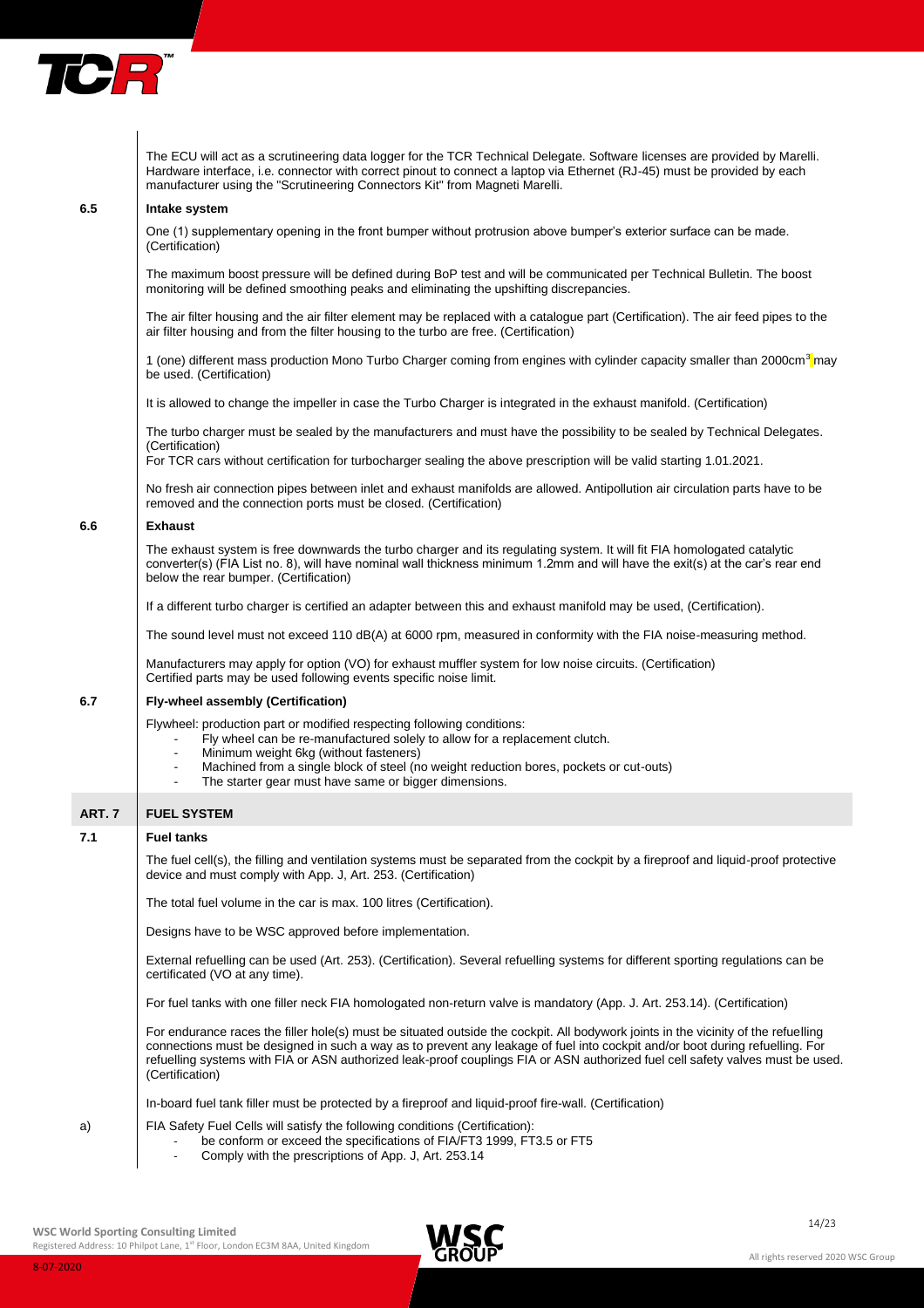The ECU will act as a scrutineering data logger for the TCR Technical Delegate. Software licenses are provided by Marelli. Hardware interface, i.e. connector with correct pinout to connect a laptop via Ethernet (RJ-45) must be provided by each manufacturer using the "Scrutineering Connectors Kit" from Magneti Marelli.

### 6.5 Intake system

One (1) supplementary opening in the front bumper without protrusion above bumper's exterior surface can be made. (Certification)

The maximum boost pressure will be defined during BoP test and will be communicated per Technical Bulletin. The boost monitoring will be defined smoothing peaks and eliminating the upshifting discrepancies.

The air filter housing and the air filter element may be replaced with a catalogue part (Certification). The air feed pipes to the air filter housing and from the filter housing to the turbo are free. (Certification)

1 (one) different mass production Mono Turbo Charger coming from engines with cylinder capacity smaller than 2000cm$^3$ may be used. (Certification)

It is allowed to change the impeller in case the Turbo Charger is integrated in the exhaust manifold. (Certification)

The turbo charger must be sealed by the manufacturers and must have the possibility to be sealed by Technical Delegates. (Certification)
For TCR cars without certification for turbocharger sealing the above prescription will be valid starting 1.01.2021.

No fresh air connection pipes between inlet and exhaust manifolds are allowed. Antipollution air circulation parts have to be removed and the connection ports must be closed. (Certification)

### 6.6 Exhaust

The exhaust system is free downwards the turbo charger and its regulating system. It will fit FIA homologated catalytic converter(s) (FIA List no. 8), will have nominal wall thickness minimum 1.2mm and will have the exit(s) at the car's rear end below the rear bumper. (Certification)

If a different turbo charger is certified an adapter between this and exhaust manifold may be used, (Certification).

The sound level must not exceed 110 dB(A) at 6000 rpm, measured in conformity with the FIA noise-measuring method.

Manufacturers may apply for option (VO) for exhaust muffler system for low noise circuits. (Certification)
Certified parts may be used following events specific noise limit.

### 6.7 Fly-wheel assembly (Certification)

Flywheel: production part or modified respecting following conditions:

- Fly wheel can be re-manufactured solely to allow for a replacement clutch.
- Minimum weight 6kg (without fasteners)
- Machined from a single block of steel (no weight reduction bores, pockets or cut-outs)
- The starter gear must have same or bigger dimensions.

## ART. 7 FUEL SYSTEM

### 7.1 Fuel tanks

The fuel cell(s), the filling and ventilation systems must be separated from the cockpit by a fireproof and liquid-proof protective device and must comply with App. J, Art. 253. (Certification)

The total fuel volume in the car is max. 100 litres (Certification).

Designs have to be WSC approved before implementation.

External refuelling can be used (Art. 253). (Certification). Several refuelling systems for different sporting regulations can be certificated (VO at any time).

For fuel tanks with one filler neck FIA homologated non-return valve is mandatory (App. J. Art. 253.14). (Certification)

For endurance races the filler hole(s) must be situated outside the cockpit. All bodywork joints in the vicinity of the refuelling connections must be designed in such a way as to prevent any leakage of fuel into cockpit and/or boot during refuelling. For refuelling systems with FIA or ASN authorized leak-proof couplings FIA or ASN authorized fuel cell safety valves must be used. (Certification)

In-board fuel tank filler must be protected by a fireproof and liquid-proof fire-wall. (Certification)

a) FIA Safety Fuel Cells will satisfy the following conditions (Certification):

- be conform or exceed the specifications of FIA/FT3 1999, FT3.5 or FT5
- Comply with the prescriptions of App. J, Art. 253.14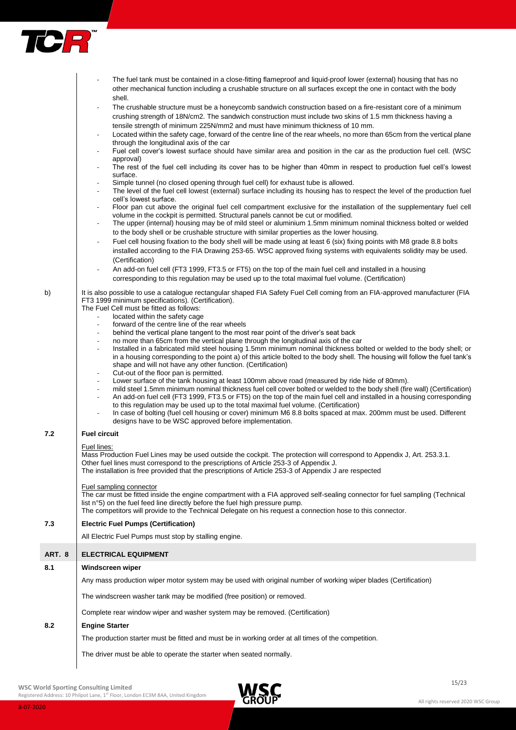- The fuel tank must be contained in a close-fitting flameproof and liquid-proof lower (external) housing that has no other mechanical function including a crushable structure on all surfaces except the one in contact with the body shell.
- The crushable structure must be a honeycomb sandwich construction based on a fire-resistant core of a minimum crushing strength of 18N/cm2. The sandwich construction must include two skins of 1.5 mm thickness having a tensile strength of minimum 225N/mm2 and must have minimum thickness of 10 mm.
- Located within the safety cage, forward of the centre line of the rear wheels, no more than 65cm from the vertical plane through the longitudinal axis of the car
- Fuel cell cover's lowest surface should have similar area and position in the car as the production fuel cell. (WSC approval)
- The rest of the fuel cell including its cover has to be higher than 40mm in respect to production fuel cell's lowest surface.
- Simple tunnel (no closed opening through fuel cell) for exhaust tube is allowed.
- The level of the fuel cell lowest (external) surface including its housing has to respect the level of the production fuel cell's lowest surface.
- Floor pan cut above the original fuel cell compartment exclusive for the installation of the supplementary fuel cell volume in the cockpit is permitted. Structural panels cannot be cut or modified.
- The upper (internal) housing may be of mild steel or aluminium 1.5mm minimum nominal thickness bolted or welded to the body shell or be crushable structure with similar properties as the lower housing.
- Fuel cell housing fixation to the body shell will be made using at least 6 (six) fixing points with M8 grade 8.8 bolts installed according to the FIA Drawing 253-65. WSC approved fixing systems with equivalents solidity may be used. (Certification)
- An add-on fuel cell (FT3 1999, FT3.5 or FT5) on the top of the main fuel cell and installed in a housing corresponding to this regulation may be used up to the total maximal fuel volume. (Certification)

b) It is also possible to use a catalogue rectangular shaped FIA Safety Fuel Cell coming from an FIA-approved manufacturer (FIA FT3 1999 minimum specifications). (Certification).
The Fuel Cell must be fitted as follows:

- located within the safety cage
- forward of the centre line of the rear wheels
- behind the vertical plane tangent to the most rear point of the driver's seat back
- no more than 65cm from the vertical plane through the longitudinal axis of the car
- Installed in a fabricated mild steel housing 1.5mm minimum nominal thickness bolted or welded to the body shell; or in a housing corresponding to the point a) of this article bolted to the body shell. The housing will follow the fuel tank's shape and will not have any other function. (Certification)
- Cut-out of the floor pan is permitted.
- Lower surface of the tank housing at least 100mm above road (measured by ride hide of 80mm).
- mild steel 1.5mm minimum nominal thickness fuel cell cover bolted or welded to the body shell (fire wall) (Certification)
- An add-on fuel cell (FT3 1999, FT3.5 or FT5) on the top of the main fuel cell and installed in a housing corresponding to this regulation may be used up to the total maximal fuel volume. (Certification)
- In case of bolting (fuel cell housing or cover) minimum M6 8.8 bolts spaced at max. 200mm must be used. Different designs have to be WSC approved before implementation.

### 7.2 Fuel circuit

Fuel lines:
Mass Production Fuel Lines may be used outside the cockpit. The protection will correspond to Appendix J, Art. 253.3.1.
Other fuel lines must correspond to the prescriptions of Article 253-3 of Appendix J.
The installation is free provided that the prescriptions of Article 253-3 of Appendix J are respected

Fuel sampling connector
The car must be fitted inside the engine compartment with a FIA approved self-sealing connector for fuel sampling (Technical list n°5) on the fuel feed line directly before the fuel high pressure pump.
The competitors will provide to the Technical Delegate on his request a connection hose to this connector.

### 7.3 Electric Fuel Pumps (Certification)

All Electric Fuel Pumps must stop by stalling engine.

## ART. 8 ELECTRICAL EQUIPMENT

### 8.1 Windscreen wiper

Any mass production wiper motor system may be used with original number of working wiper blades (Certification)

The windscreen washer tank may be modified (free position) or removed.

Complete rear window wiper and washer system may be removed. (Certification)

### 8.2 Engine Starter

The production starter must be fitted and must be in working order at all times of the competition.

The driver must be able to operate the starter when seated normally.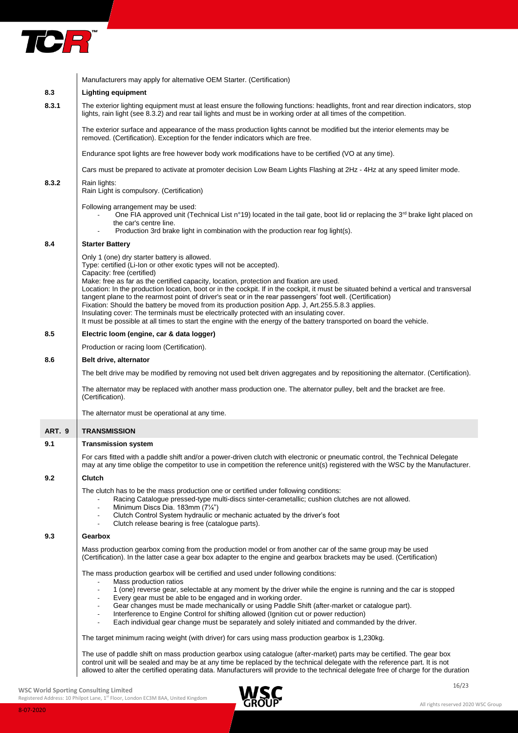Manufacturers may apply for alternative OEM Starter. (Certification)

### 8.3 Lighting equipment

**8.3.1** The exterior lighting equipment must at least ensure the following functions: headlights, front and rear direction indicators, stop lights, rain light (see 8.3.2) and rear tail lights and must be in working order at all times of the competition.

The exterior surface and appearance of the mass production lights cannot be modified but the interior elements may be removed. (Certification). Exception for the fender indicators which are free.

Endurance spot lights are free however body work modifications have to be certified (VO at any time).

Cars must be prepared to activate at promoter decision Low Beam Lights Flashing at 2Hz - 4Hz at any speed limiter mode.

**8.3.2** Rain lights:
Rain Light is compulsory. (Certification)

Following arrangement may be used:

- One FIA approved unit (Technical List n°19) located in the tail gate, boot lid or replacing the 3rd brake light placed on the car's centre line.
- Production 3rd brake light in combination with the production rear fog light(s).

### 8.4 Starter Battery

Only 1 (one) dry starter battery is allowed.
Type: certified (Li-Ion or other exotic types will not be accepted).
Capacity: free (certified)
Make: free as far as the certified capacity, location, protection and fixation are used.
Location: In the production location, boot or in the cockpit. If in the cockpit, it must be situated behind a vertical and transversal tangent plane to the rearmost point of driver's seat or in the rear passengers' foot well. (Certification)
Fixation: Should the battery be moved from its production position App. J, Art.255.5.8.3 applies.
Insulating cover: The terminals must be electrically protected with an insulating cover.
It must be possible at all times to start the engine with the energy of the battery transported on board the vehicle.

### 8.5 Electric loom (engine, car & data logger)

Production or racing loom (Certification).

### 8.6 Belt drive, alternator

The belt drive may be modified by removing not used belt driven aggregates and by repositioning the alternator. (Certification).

The alternator may be replaced with another mass production one. The alternator pulley, belt and the bracket are free. (Certification).

The alternator must be operational at any time.

## ART. 9 TRANSMISSION

### 9.1 Transmission system

For cars fitted with a paddle shift and/or a power-driven clutch with electronic or pneumatic control, the Technical Delegate may at any time oblige the competitor to use in competition the reference unit(s) registered with the WSC by the Manufacturer.

### 9.2 Clutch

The clutch has to be the mass production one or certified under following conditions:

- Racing Catalogue pressed-type multi-discs sinter-cerametallic; cushion clutches are not allowed.
- Minimum Discs Dia. 183mm (7¼")
- Clutch Control System hydraulic or mechanic actuated by the driver's foot
- Clutch release bearing is free (catalogue parts).

### 9.3 Gearbox

Mass production gearbox coming from the production model or from another car of the same group may be used (Certification). In the latter case a gear box adapter to the engine and gearbox brackets may be used. (Certification)

The mass production gearbox will be certified and used under following conditions:

- Mass production ratios
- 1 (one) reverse gear, selectable at any moment by the driver while the engine is running and the car is stopped
- Every gear must be able to be engaged and in working order.
- Gear changes must be made mechanically or using Paddle Shift (after-market or catalogue part).
- Interference to Engine Control for shifting allowed (Ignition cut or power reduction)
- Each individual gear change must be separately and solely initiated and commanded by the driver.

The target minimum racing weight (with driver) for cars using mass production gearbox is 1,230kg.

The use of paddle shift on mass production gearbox using catalogue (after-market) parts may be certified. The gear box control unit will be sealed and may be at any time be replaced by the technical delegate with the reference part. It is not allowed to alter the certified operating data. Manufacturers will provide to the technical delegate free of charge for the duration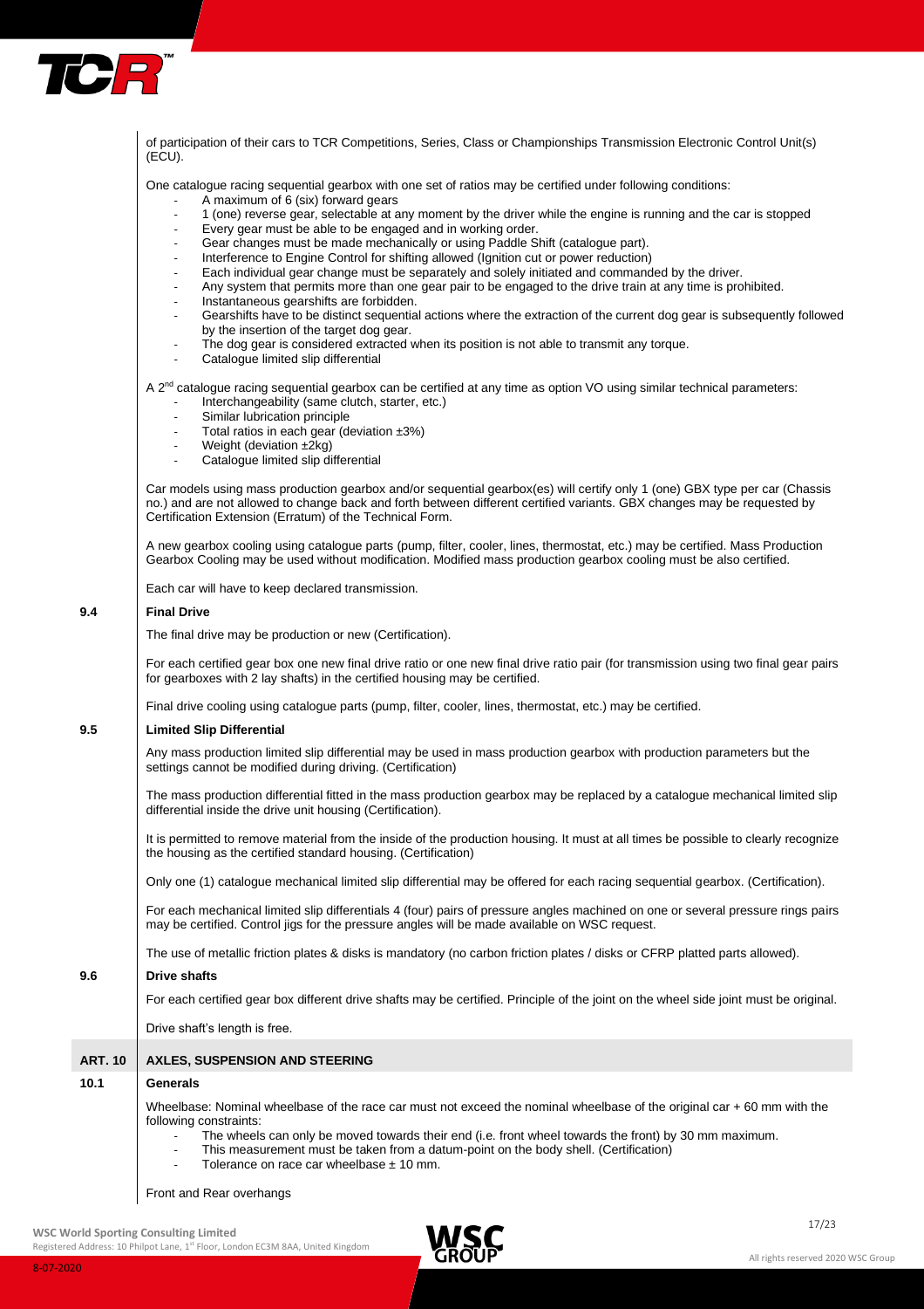of participation of their cars to TCR Competitions, Series, Class or Championships Transmission Electronic Control Unit(s) (ECU).

One catalogue racing sequential gearbox with one set of ratios may be certified under following conditions:

- A maximum of 6 (six) forward gears
- 1 (one) reverse gear, selectable at any moment by the driver while the engine is running and the car is stopped
- Every gear must be able to be engaged and in working order.
- Gear changes must be made mechanically or using Paddle Shift (catalogue part).
- Interference to Engine Control for shifting allowed (Ignition cut or power reduction)
- Each individual gear change must be separately and solely initiated and commanded by the driver.
- Any system that permits more than one gear pair to be engaged to the drive train at any time is prohibited.
- Instantaneous gearshifts are forbidden.
- Gearshifts have to be distinct sequential actions where the extraction of the current dog gear is subsequently followed by the insertion of the target dog gear.
- The dog gear is considered extracted when its position is not able to transmit any torque.
- Catalogue limited slip differential

A 2nd catalogue racing sequential gearbox can be certified at any time as option VO using similar technical parameters:

- Interchangeability (same clutch, starter, etc.)
- Similar lubrication principle
- Total ratios in each gear (deviation ±3%)
- Weight (deviation ±2kg)
- Catalogue limited slip differential

Car models using mass production gearbox and/or sequential gearbox(es) will certify only 1 (one) GBX type per car (Chassis no.) and are not allowed to change back and forth between different certified variants. GBX changes may be requested by Certification Extension (Erratum) of the Technical Form.

A new gearbox cooling using catalogue parts (pump, filter, cooler, lines, thermostat, etc.) may be certified. Mass Production Gearbox Cooling may be used without modification. Modified mass production gearbox cooling must be also certified.

Each car will have to keep declared transmission.

### 9.4 Final Drive

The final drive may be production or new (Certification).

For each certified gear box one new final drive ratio or one new final drive ratio pair (for transmission using two final gear pairs for gearboxes with 2 lay shafts) in the certified housing may be certified.

Final drive cooling using catalogue parts (pump, filter, cooler, lines, thermostat, etc.) may be certified.

### 9.5 Limited Slip Differential

Any mass production limited slip differential may be used in mass production gearbox with production parameters but the settings cannot be modified during driving. (Certification)

The mass production differential fitted in the mass production gearbox may be replaced by a catalogue mechanical limited slip differential inside the drive unit housing (Certification).

It is permitted to remove material from the inside of the production housing. It must at all times be possible to clearly recognize the housing as the certified standard housing. (Certification)

Only one (1) catalogue mechanical limited slip differential may be offered for each racing sequential gearbox. (Certification).

For each mechanical limited slip differentials 4 (four) pairs of pressure angles machined on one or several pressure rings pairs may be certified. Control jigs for the pressure angles will be made available on WSC request.

The use of metallic friction plates & disks is mandatory (no carbon friction plates / disks or CFRP platted parts allowed).

### 9.6 Drive shafts

For each certified gear box different drive shafts may be certified. Principle of the joint on the wheel side joint must be original.

Drive shaft's length is free.

## ART. 10 AXLES, SUSPENSION AND STEERING

### 10.1 Generals

Wheelbase: Nominal wheelbase of the race car must not exceed the nominal wheelbase of the original car + 60 mm with the following constraints:

- The wheels can only be moved towards their end (i.e. front wheel towards the front) by 30 mm maximum.
- This measurement must be taken from a datum-point on the body shell. (Certification)
- Tolerance on race car wheelbase ± 10 mm.

Front and Rear overhangs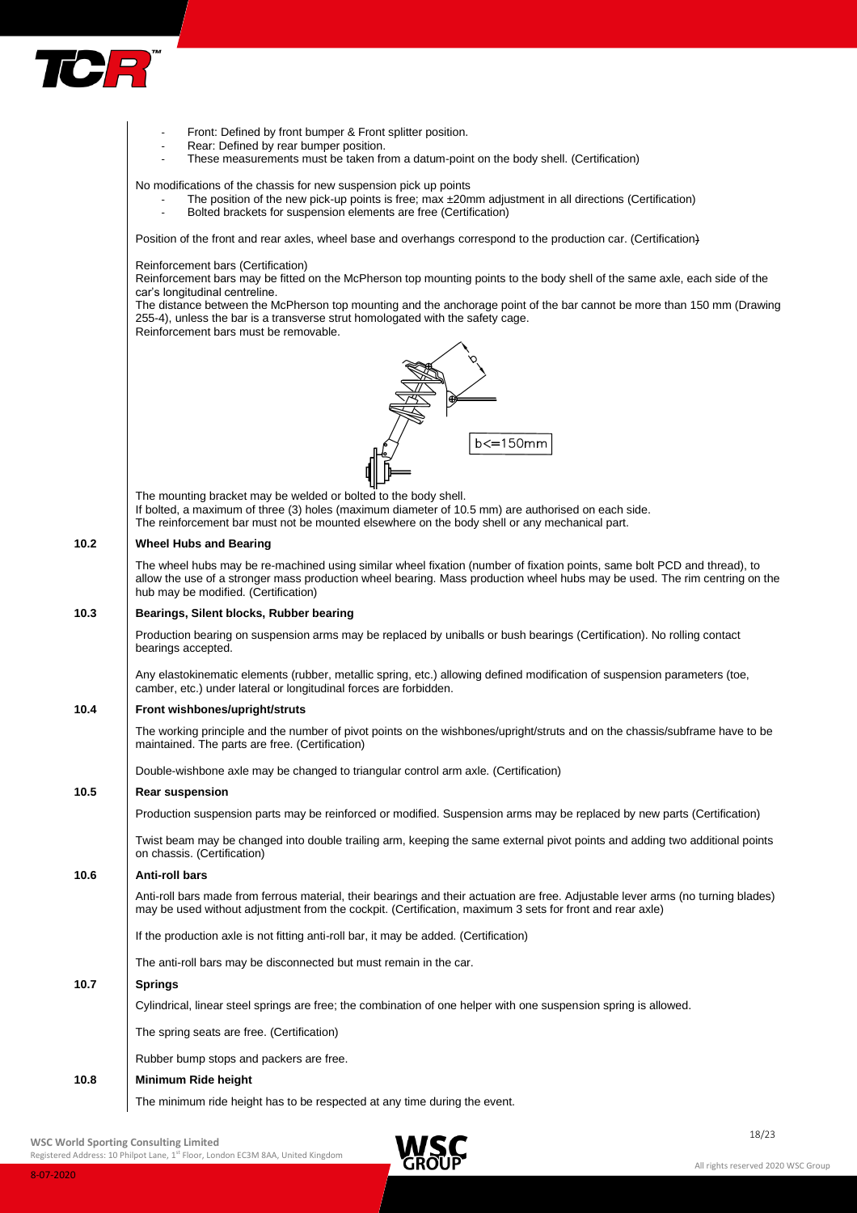- Front: Defined by front bumper & Front splitter position.
- Rear: Defined by rear bumper position.
- These measurements must be taken from a datum-point on the body shell. (Certification)

No modifications of the chassis for new suspension pick up points

- The position of the new pick-up points is free; max ±20mm adjustment in all directions (Certification)
- Bolted brackets for suspension elements are free (Certification)

Position of the front and rear axles, wheel base and overhangs correspond to the production car. (Certification)

Reinforcement bars (Certification)
Reinforcement bars may be fitted on the McPherson top mounting points to the body shell of the same axle, each side of the car's longitudinal centreline.
The distance between the McPherson top mounting and the anchorage point of the bar cannot be more than 150 mm (Drawing 255-4), unless the bar is a transverse strut homologated with the safety cage.
Reinforcement bars must be removable.

b<=150mm

The mounting bracket may be welded or bolted to the body shell.
If bolted, a maximum of three (3) holes (maximum diameter of 10.5 mm) are authorised on each side.
The reinforcement bar must not be mounted elsewhere on the body shell or any mechanical part.

## 10.2 Wheel Hubs and Bearing

The wheel hubs may be re-machined using similar wheel fixation (number of fixation points, same bolt PCD and thread), to allow the use of a stronger mass production wheel bearing. Mass production wheel hubs may be used. The rim centring on the hub may be modified. (Certification)

## 10.3 Bearings, Silent blocks, Rubber bearing

Production bearing on suspension arms may be replaced by uniballs or bush bearings (Certification). No rolling contact bearings accepted.

Any elastokinematic elements (rubber, metallic spring, etc.) allowing defined modification of suspension parameters (toe, camber, etc.) under lateral or longitudinal forces are forbidden.

## 10.4 Front wishbones/upright/struts

The working principle and the number of pivot points on the wishbones/upright/struts and on the chassis/subframe have to be maintained. The parts are free. (Certification)

Double-wishbone axle may be changed to triangular control arm axle. (Certification)

## 10.5 Rear suspension

Production suspension parts may be reinforced or modified. Suspension arms may be replaced by new parts (Certification)

Twist beam may be changed into double trailing arm, keeping the same external pivot points and adding two additional points on chassis. (Certification)

## 10.6 Anti-roll bars

Anti-roll bars made from ferrous material, their bearings and their actuation are free. Adjustable lever arms (no turning blades) may be used without adjustment from the cockpit. (Certification, maximum 3 sets for front and rear axle)

If the production axle is not fitting anti-roll bar, it may be added. (Certification)

The anti-roll bars may be disconnected but must remain in the car.

## 10.7 Springs

Cylindrical, linear steel springs are free; the combination of one helper with one suspension spring is allowed.

The spring seats are free. (Certification)

Rubber bump stops and packers are free.

## 10.8 Minimum Ride height

The minimum ride height has to be respected at any time during the event.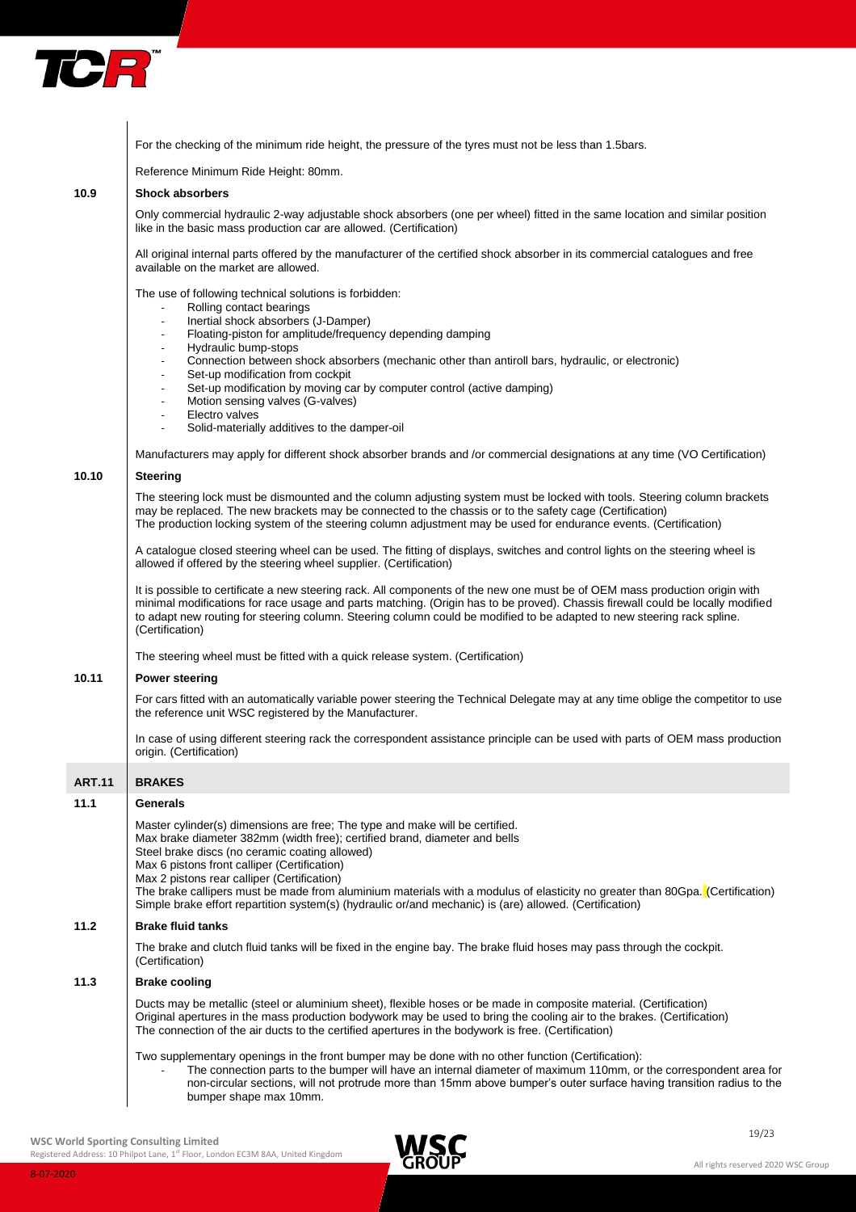For the checking of the minimum ride height, the pressure of the tyres must not be less than 1.5bars.

Reference Minimum Ride Height: 80mm.

### 10.9 Shock absorbers

Only commercial hydraulic 2-way adjustable shock absorbers (one per wheel) fitted in the same location and similar position like in the basic mass production car are allowed. (Certification)

All original internal parts offered by the manufacturer of the certified shock absorber in its commercial catalogues and free available on the market are allowed.

The use of following technical solutions is forbidden:

- Rolling contact bearings
- Inertial shock absorbers (J-Damper)
- Floating-piston for amplitude/frequency depending damping
- Hydraulic bump-stops
- Connection between shock absorbers (mechanic other than antiroll bars, hydraulic, or electronic)
- Set-up modification from cockpit
- Set-up modification by moving car by computer control (active damping)
- Motion sensing valves (G-valves)
- Electro valves
- Solid-materially additives to the damper-oil

Manufacturers may apply for different shock absorber brands and /or commercial designations at any time (VO Certification)

### 10.10 Steering

The steering lock must be dismounted and the column adjusting system must be locked with tools. Steering column brackets may be replaced. The new brackets may be connected to the chassis or to the safety cage (Certification)
The production locking system of the steering column adjustment may be used for endurance events. (Certification)

A catalogue closed steering wheel can be used. The fitting of displays, switches and control lights on the steering wheel is allowed if offered by the steering wheel supplier. (Certification)

It is possible to certificate a new steering rack. All components of the new one must be of OEM mass production origin with minimal modifications for race usage and parts matching. (Origin has to be proved). Chassis firewall could be locally modified to adapt new routing for steering column. Steering column could be modified to be adapted to new steering rack spline. (Certification)

The steering wheel must be fitted with a quick release system. (Certification)

### 10.11 Power steering

For cars fitted with an automatically variable power steering the Technical Delegate may at any time oblige the competitor to use the reference unit WSC registered by the Manufacturer.

In case of using different steering rack the correspondent assistance principle can be used with parts of OEM mass production origin. (Certification)

## ART.11 BRAKES

### 11.1 Generals

Master cylinder(s) dimensions are free; The type and make will be certified.
Max brake diameter 382mm (width free); certified brand, diameter and bells
Steel brake discs (no ceramic coating allowed)
Max 6 pistons front calliper (Certification)
Max 2 pistons rear calliper (Certification)
The brake callipers must be made from aluminium materials with a modulus of elasticity no greater than 80Gpa. (Certification)
Simple brake effort repartition system(s) (hydraulic or/and mechanic) is (are) allowed. (Certification)

### 11.2 Brake fluid tanks

The brake and clutch fluid tanks will be fixed in the engine bay. The brake fluid hoses may pass through the cockpit. (Certification)

### 11.3 Brake cooling

Ducts may be metallic (steel or aluminium sheet), flexible hoses or be made in composite material. (Certification)
Original apertures in the mass production bodywork may be used to bring the cooling air to the brakes. (Certification)
The connection of the air ducts to the certified apertures in the bodywork is free. (Certification)

Two supplementary openings in the front bumper may be done with no other function (Certification):

- The connection parts to the bumper will have an internal diameter of maximum 110mm, or the correspondent area for non-circular sections, will not protrude more than 15mm above bumper's outer surface having transition radius to the bumper shape max 10mm.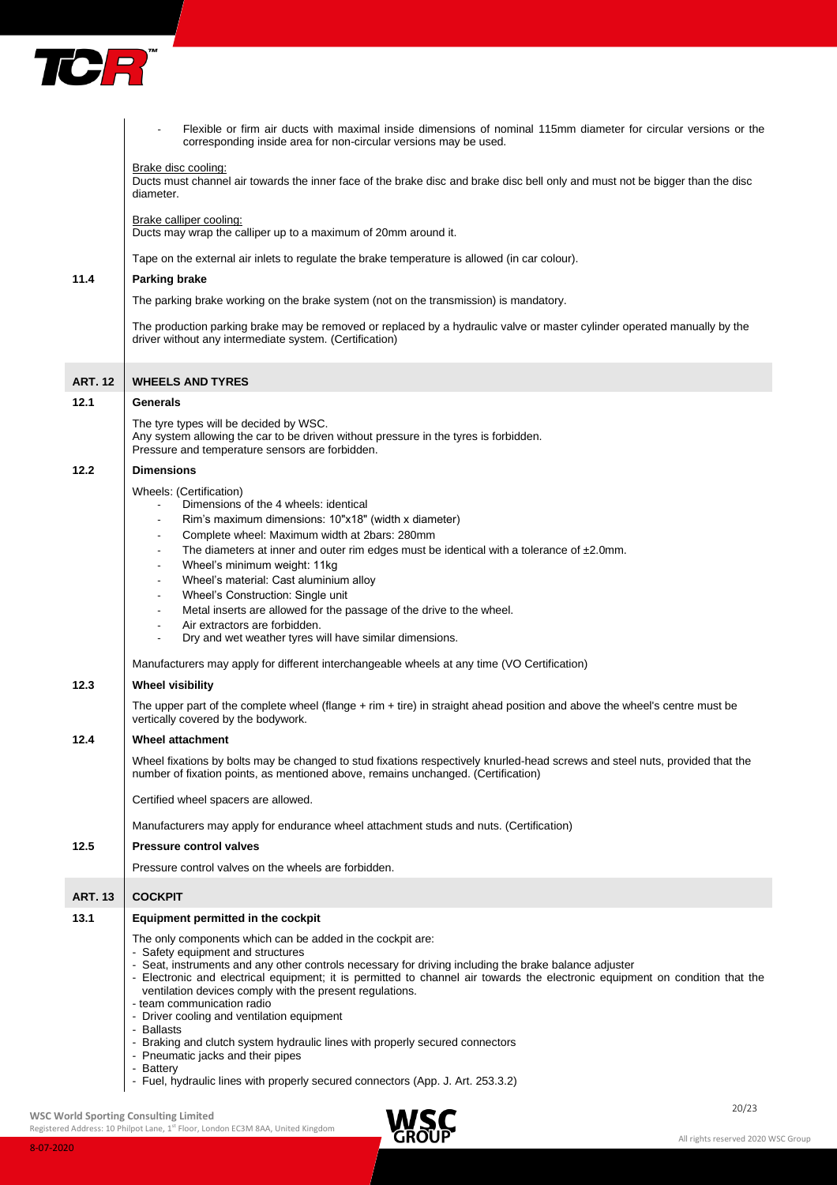- Flexible or firm air ducts with maximal inside dimensions of nominal 115mm diameter for circular versions or the corresponding inside area for non-circular versions may be used.

Brake disc cooling:
Ducts must channel air towards the inner face of the brake disc and brake disc bell only and must not be bigger than the disc diameter.

Brake calliper cooling:
Ducts may wrap the calliper up to a maximum of 20mm around it.

Tape on the external air inlets to regulate the brake temperature is allowed (in car colour).

### 11.4 Parking brake

The parking brake working on the brake system (not on the transmission) is mandatory.

The production parking brake may be removed or replaced by a hydraulic valve or master cylinder operated manually by the driver without any intermediate system. (Certification)

## ART. 12 WHEELS AND TYRES

### 12.1 Generals

The tyre types will be decided by WSC.
Any system allowing the car to be driven without pressure in the tyres is forbidden.
Pressure and temperature sensors are forbidden.

### 12.2 Dimensions

Wheels: (Certification)

- Dimensions of the 4 wheels: identical
- Rim's maximum dimensions: 10"x18" (width x diameter)
- Complete wheel: Maximum width at 2bars: 280mm
- The diameters at inner and outer rim edges must be identical with a tolerance of ±2.0mm.
- Wheel's minimum weight: 11kg
- Wheel's material: Cast aluminium alloy
- Wheel's Construction: Single unit
- Metal inserts are allowed for the passage of the drive to the wheel.
- Air extractors are forbidden.
- Dry and wet weather tyres will have similar dimensions.

Manufacturers may apply for different interchangeable wheels at any time (VO Certification)

### 12.3 Wheel visibility

The upper part of the complete wheel (flange + rim + tire) in straight ahead position and above the wheel's centre must be vertically covered by the bodywork.

### 12.4 Wheel attachment

Wheel fixations by bolts may be changed to stud fixations respectively knurled-head screws and steel nuts, provided that the number of fixation points, as mentioned above, remains unchanged. (Certification)

Certified wheel spacers are allowed.

Manufacturers may apply for endurance wheel attachment studs and nuts. (Certification)

### 12.5 Pressure control valves

Pressure control valves on the wheels are forbidden.

## ART. 13 COCKPIT

### 13.1 Equipment permitted in the cockpit

The only components which can be added in the cockpit are:

- Safety equipment and structures
- Seat, instruments and any other controls necessary for driving including the brake balance adjuster
- Electronic and electrical equipment; it is permitted to channel air towards the electronic equipment on condition that the ventilation devices comply with the present regulations.
- team communication radio
- Driver cooling and ventilation equipment
- Ballasts
- Braking and clutch system hydraulic lines with properly secured connectors
- Pneumatic jacks and their pipes
- Battery
- Fuel, hydraulic lines with properly secured connectors (App. J. Art. 253.3.2)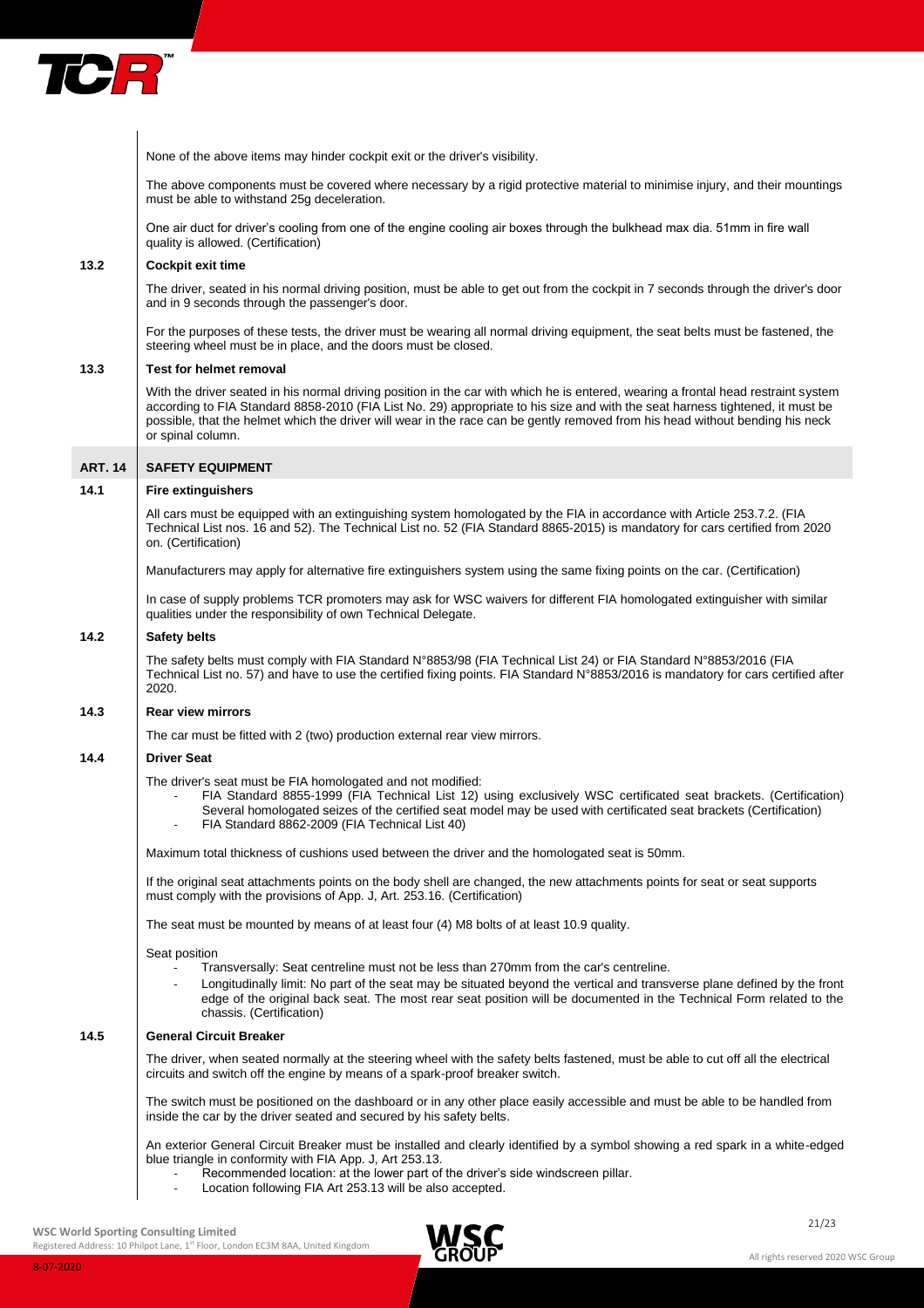None of the above items may hinder cockpit exit or the driver's visibility.

The above components must be covered where necessary by a rigid protective material to minimise injury, and their mountings must be able to withstand 25g deceleration.

One air duct for driver's cooling from one of the engine cooling air boxes through the bulkhead max dia. 51mm in fire wall quality is allowed. (Certification)

### 13.2 Cockpit exit time

The driver, seated in his normal driving position, must be able to get out from the cockpit in 7 seconds through the driver's door and in 9 seconds through the passenger's door.

For the purposes of these tests, the driver must be wearing all normal driving equipment, the seat belts must be fastened, the steering wheel must be in place, and the doors must be closed.

### 13.3 Test for helmet removal

With the driver seated in his normal driving position in the car with which he is entered, wearing a frontal head restraint system according to FIA Standard 8858-2010 (FIA List No. 29) appropriate to his size and with the seat harness tightened, it must be possible, that the helmet which the driver will wear in the race can be gently removed from his head without bending his neck or spinal column.

## ART. 14 SAFETY EQUIPMENT

### 14.1 Fire extinguishers

All cars must be equipped with an extinguishing system homologated by the FIA in accordance with Article 253.7.2. (FIA Technical List nos. 16 and 52). The Technical List no. 52 (FIA Standard 8865-2015) is mandatory for cars certified from 2020 on. (Certification)

Manufacturers may apply for alternative fire extinguishers system using the same fixing points on the car. (Certification)

In case of supply problems TCR promoters may ask for WSC waivers for different FIA homologated extinguisher with similar qualities under the responsibility of own Technical Delegate.

### 14.2 Safety belts

The safety belts must comply with FIA Standard N°8853/98 (FIA Technical List 24) or FIA Standard N°8853/2016 (FIA Technical List no. 57) and have to use the certified fixing points. FIA Standard N°8853/2016 is mandatory for cars certified after 2020.

### 14.3 Rear view mirrors

The car must be fitted with 2 (two) production external rear view mirrors.

### 14.4 Driver Seat

The driver's seat must be FIA homologated and not modified:

- FIA Standard 8855-1999 (FIA Technical List 12) using exclusively WSC certificated seat brackets. (Certification) Several homologated seizes of the certified seat model may be used with certificated seat brackets (Certification)
- FIA Standard 8862-2009 (FIA Technical List 40)

Maximum total thickness of cushions used between the driver and the homologated seat is 50mm.

If the original seat attachments points on the body shell are changed, the new attachments points for seat or seat supports must comply with the provisions of App. J, Art. 253.16. (Certification)

The seat must be mounted by means of at least four (4) M8 bolts of at least 10.9 quality.

Seat position

- Transversally: Seat centreline must not be less than 270mm from the car's centreline.
- Longitudinally limit: No part of the seat may be situated beyond the vertical and transverse plane defined by the front edge of the original back seat. The most rear seat position will be documented in the Technical Form related to the chassis. (Certification)

### 14.5 General Circuit Breaker

The driver, when seated normally at the steering wheel with the safety belts fastened, must be able to cut off all the electrical circuits and switch off the engine by means of a spark-proof breaker switch.

The switch must be positioned on the dashboard or in any other place easily accessible and must be able to be handled from inside the car by the driver seated and secured by his safety belts.

An exterior General Circuit Breaker must be installed and clearly identified by a symbol showing a red spark in a white-edged blue triangle in conformity with FIA App. J, Art 253.13.

- Recommended location: at the lower part of the driver's side windscreen pillar.
- Location following FIA Art 253.13 will be also accepted.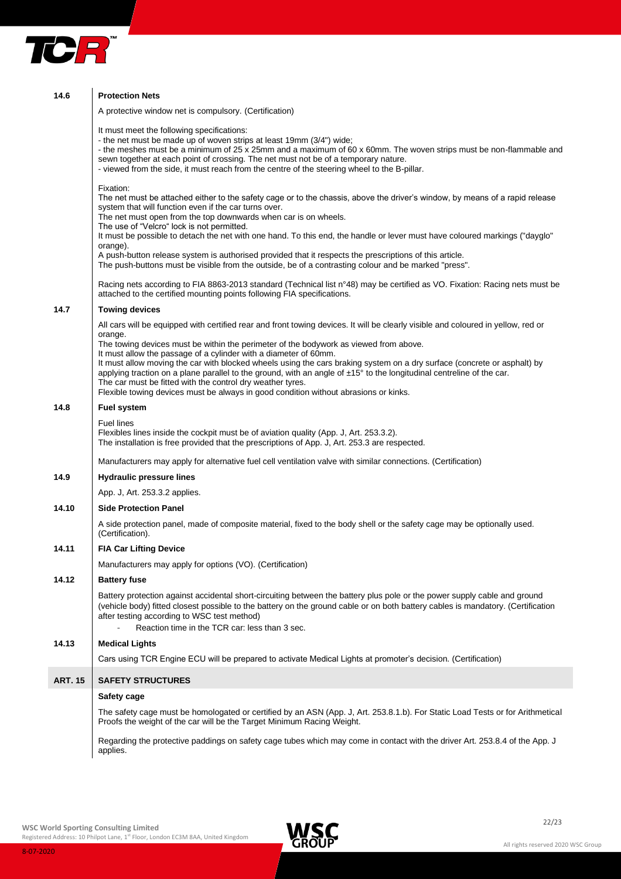### 14.6 Protection Nets

A protective window net is compulsory. (Certification)

It must meet the following specifications:
- the net must be made up of woven strips at least 19mm (3/4") wide;
- the meshes must be a minimum of 25 x 25mm and a maximum of 60 x 60mm. The woven strips must be non-flammable and sewn together at each point of crossing. The net must not be of a temporary nature.
- viewed from the side, it must reach from the centre of the steering wheel to the B-pillar.

Fixation:
The net must be attached either to the safety cage or to the chassis, above the driver's window, by means of a rapid release system that will function even if the car turns over.
The net must open from the top downwards when car is on wheels.
The use of "Velcro" lock is not permitted.
It must be possible to detach the net with one hand. To this end, the handle or lever must have coloured markings ("dayglo" orange).
A push-button release system is authorised provided that it respects the prescriptions of this article.
The push-buttons must be visible from the outside, be of a contrasting colour and be marked "press".

Racing nets according to FIA 8863-2013 standard (Technical list n°48) may be certified as VO. Fixation: Racing nets must be attached to the certified mounting points following FIA specifications.

### 14.7 Towing devices

All cars will be equipped with certified rear and front towing devices. It will be clearly visible and coloured in yellow, red or orange.
The towing devices must be within the perimeter of the bodywork as viewed from above.
It must allow the passage of a cylinder with a diameter of 60mm.
It must allow moving the car with blocked wheels using the cars braking system on a dry surface (concrete or asphalt) by applying traction on a plane parallel to the ground, with an angle of ±15° to the longitudinal centreline of the car.
The car must be fitted with the control dry weather tyres.
Flexible towing devices must be always in good condition without abrasions or kinks.

### 14.8 Fuel system

Fuel lines
Flexibles lines inside the cockpit must be of aviation quality (App. J, Art. 253.3.2).
The installation is free provided that the prescriptions of App. J, Art. 253.3 are respected.

Manufacturers may apply for alternative fuel cell ventilation valve with similar connections. (Certification)

### 14.9 Hydraulic pressure lines

App. J, Art. 253.3.2 applies.

### 14.10 Side Protection Panel

A side protection panel, made of composite material, fixed to the body shell or the safety cage may be optionally used. (Certification).

### 14.11 FIA Car Lifting Device

Manufacturers may apply for options (VO). (Certification)

### 14.12 Battery fuse

Battery protection against accidental short-circuiting between the battery plus pole or the power supply cable and ground (vehicle body) fitted closest possible to the battery on the ground cable or on both battery cables is mandatory. (Certification after testing according to WSC test method)

- Reaction time in the TCR car: less than 3 sec.

### 14.13 Medical Lights

Cars using TCR Engine ECU will be prepared to activate Medical Lights at promoter's decision. (Certification)

## ART. 15 SAFETY STRUCTURES

**Safety cage**

The safety cage must be homologated or certified by an ASN (App. J, Art. 253.8.1.b). For Static Load Tests or for Arithmetical Proofs the weight of the car will be the Target Minimum Racing Weight.

Regarding the protective paddings on safety cage tubes which may come in contact with the driver Art. 253.8.4 of the App. J applies.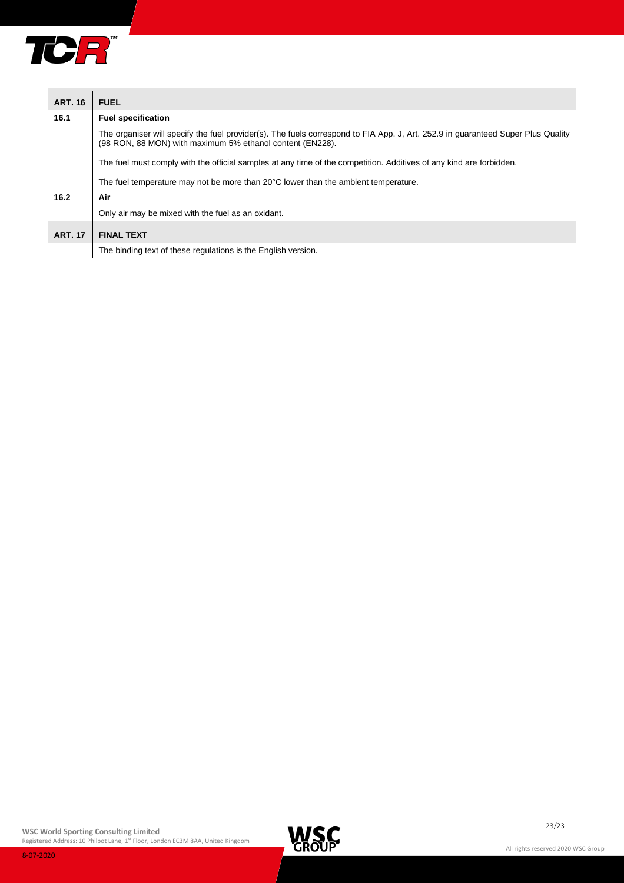## ART. 16 FUEL

### 16.1 Fuel specification

The organiser will specify the fuel provider(s). The fuels correspond to FIA App. J, Art. 252.9 in guaranteed Super Plus Quality (98 RON, 88 MON) with maximum 5% ethanol content (EN228).

The fuel must comply with the official samples at any time of the competition. Additives of any kind are forbidden.

The fuel temperature may not be more than 20°C lower than the ambient temperature.

### 16.2 Air

Only air may be mixed with the fuel as an oxidant.

## ART. 17 FINAL TEXT

The binding text of these regulations is the English version.